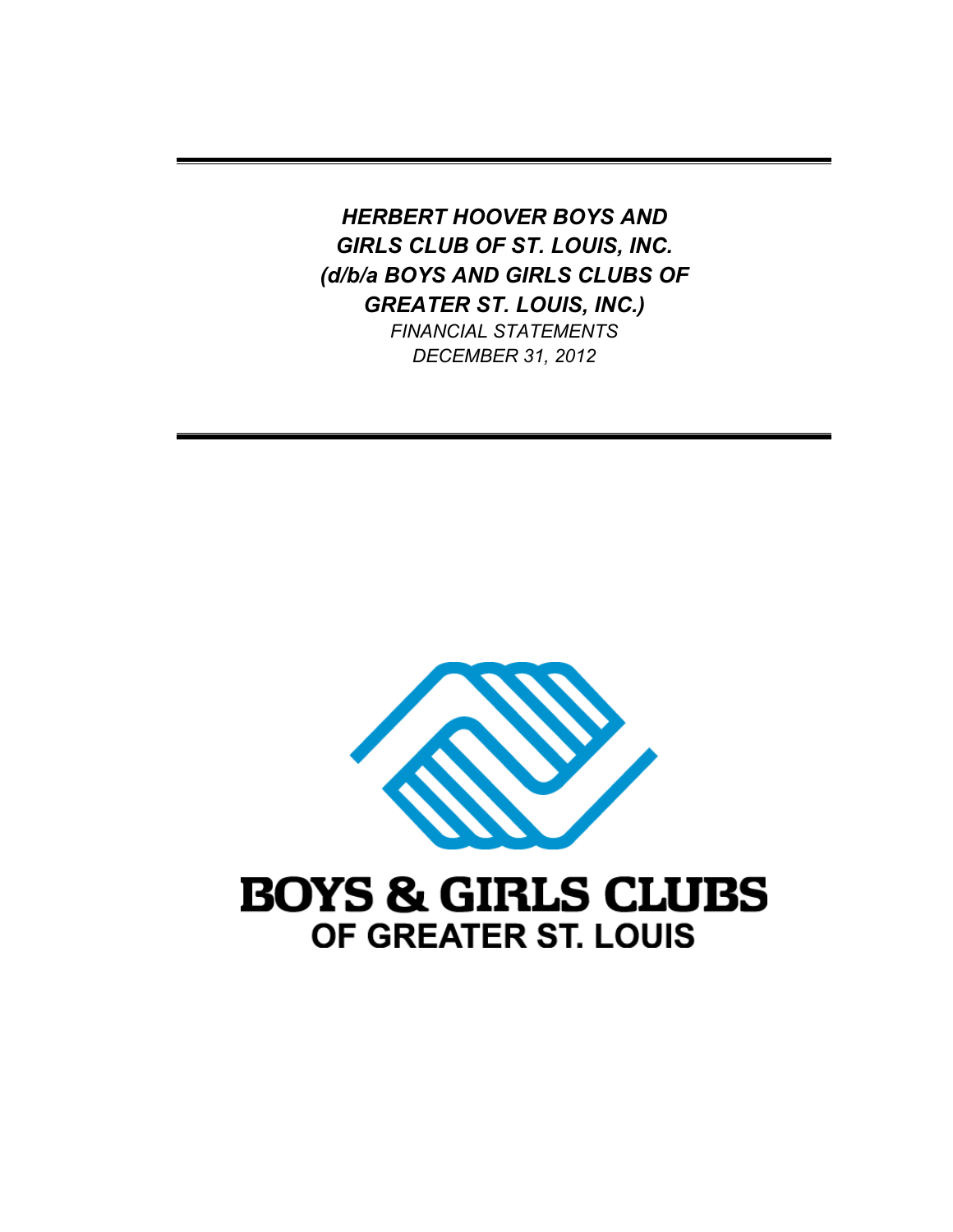***HERBERT HOOVER BOYS AND GIRLS CLUB OF ST. LOUIS, INC. (d/b/a BOYS AND GIRLS CLUBS OF GREATER ST. LOUIS, INC.)***

*FINANCIAL STATEMENTS*

*DECEMBER 31, 2012*

**BOYS & GIRLS CLUBS**
**OF GREATER ST. LOUIS**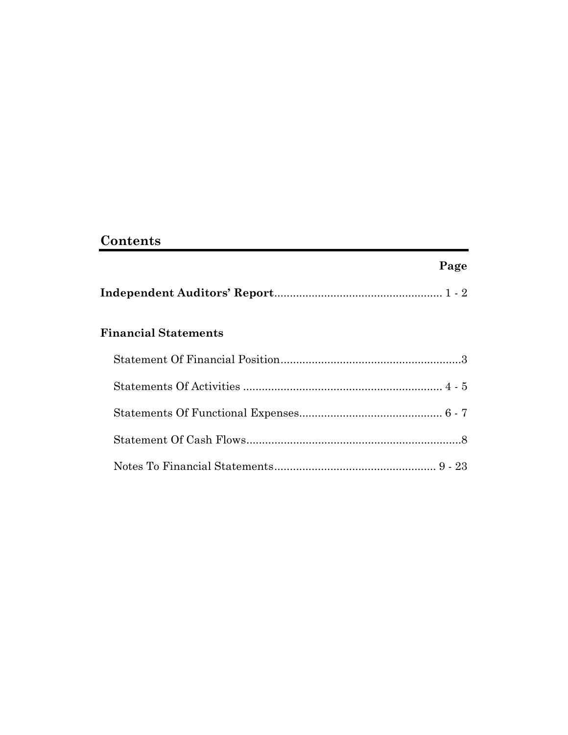## Contents

| | Page |
|---|---|
| **Independent Auditors' Report** | 1 - 2 |
| **Financial Statements** | |
| Statement Of Financial Position | 3 |
| Statements Of Activities | 4 - 5 |
| Statements Of Functional Expenses | 6 - 7 |
| Statement Of Cash Flows | 8 |
| Notes To Financial Statements | 9 - 23 |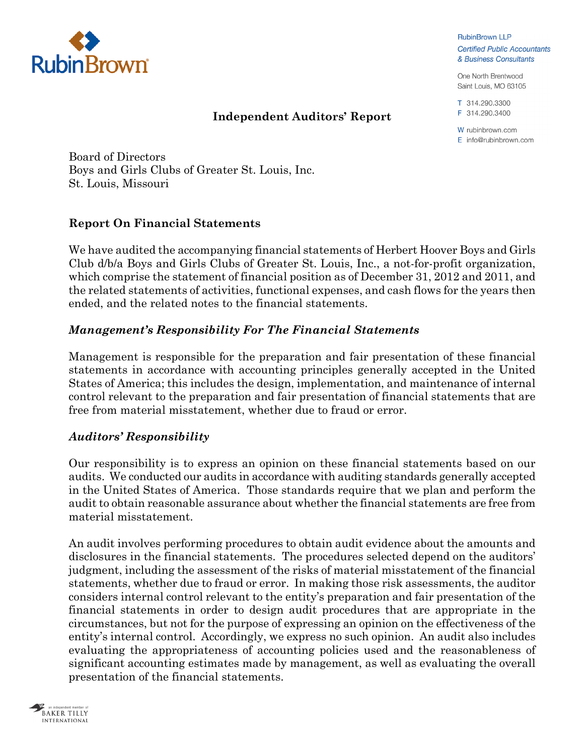RubinBrown LLP
*Certified Public Accountants & Business Consultants*

One North Brentwood
Saint Louis, MO 63105

T 314.290.3300
F 314.290.3400

W rubinbrown.com
E info@rubinbrown.com

## Independent Auditors' Report

Board of Directors
Boys and Girls Clubs of Greater St. Louis, Inc.
St. Louis, Missouri

### Report On Financial Statements

We have audited the accompanying financial statements of Herbert Hoover Boys and Girls Club d/b/a Boys and Girls Clubs of Greater St. Louis, Inc., a not-for-profit organization, which comprise the statement of financial position as of December 31, 2012 and 2011, and the related statements of activities, functional expenses, and cash flows for the years then ended, and the related notes to the financial statements.

### *Management's Responsibility For The Financial Statements*

Management is responsible for the preparation and fair presentation of these financial statements in accordance with accounting principles generally accepted in the United States of America; this includes the design, implementation, and maintenance of internal control relevant to the preparation and fair presentation of financial statements that are free from material misstatement, whether due to fraud or error.

### *Auditors' Responsibility*

Our responsibility is to express an opinion on these financial statements based on our audits. We conducted our audits in accordance with auditing standards generally accepted in the United States of America. Those standards require that we plan and perform the audit to obtain reasonable assurance about whether the financial statements are free from material misstatement.

An audit involves performing procedures to obtain audit evidence about the amounts and disclosures in the financial statements. The procedures selected depend on the auditors' judgment, including the assessment of the risks of material misstatement of the financial statements, whether due to fraud or error. In making those risk assessments, the auditor considers internal control relevant to the entity's preparation and fair presentation of the financial statements in order to design audit procedures that are appropriate in the circumstances, but not for the purpose of expressing an opinion on the effectiveness of the entity's internal control. Accordingly, we express no such opinion. An audit also includes evaluating the appropriateness of accounting policies used and the reasonableness of significant accounting estimates made by management, as well as evaluating the overall presentation of the financial statements.

an independent member of BAKER TILLY INTERNATIONAL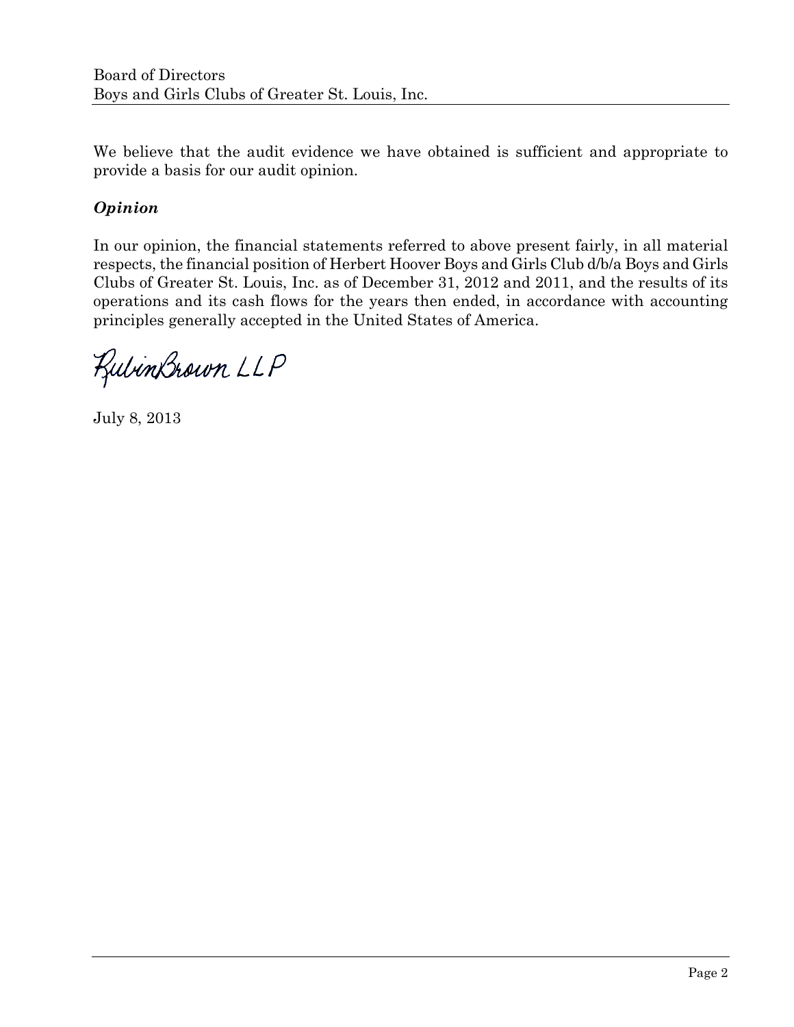Board of Directors
Boys and Girls Clubs of Greater St. Louis, Inc.

We believe that the audit evidence we have obtained is sufficient and appropriate to provide a basis for our audit opinion.

### *Opinion*

In our opinion, the financial statements referred to above present fairly, in all material respects, the financial position of Herbert Hoover Boys and Girls Club d/b/a Boys and Girls Clubs of Greater St. Louis, Inc. as of December 31, 2012 and 2011, and the results of its operations and its cash flows for the years then ended, in accordance with accounting principles generally accepted in the United States of America.

RubinBrown LLP

July 8, 2013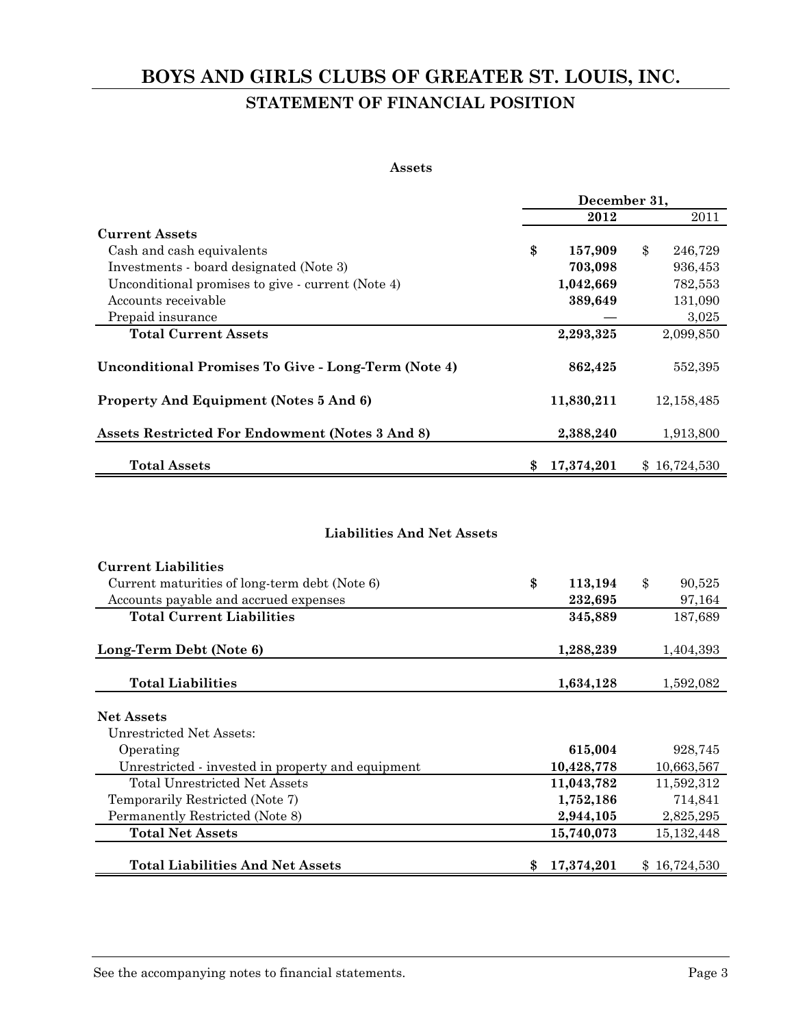# BOYS AND GIRLS CLUBS OF GREATER ST. LOUIS, INC.

## STATEMENT OF FINANCIAL POSITION

### Assets

| | December 31, 2012 | December 31, 2011 |
|---|---|---|
| **Current Assets** | | |
| Cash and cash equivalents | **$ 157,909** | $ 246,729 |
| Investments - board designated (Note 3) | **703,098** | 936,453 |
| Unconditional promises to give - current (Note 4) | **1,042,669** | 782,553 |
| Accounts receivable | **389,649** | 131,090 |
| Prepaid insurance | **—** | 3,025 |
| **Total Current Assets** | **2,293,325** | 2,099,850 |
| **Unconditional Promises To Give - Long-Term (Note 4)** | **862,425** | 552,395 |
| **Property And Equipment (Notes 5 And 6)** | **11,830,211** | 12,158,485 |
| **Assets Restricted For Endowment (Notes 3 And 8)** | **2,388,240** | 1,913,800 |
| **Total Assets** | **$ 17,374,201** | $ 16,724,530 |

### Liabilities And Net Assets

| | December 31, 2012 | December 31, 2011 |
|---|---|---|
| **Current Liabilities** | | |
| Current maturities of long-term debt (Note 6) | **$ 113,194** | $ 90,525 |
| Accounts payable and accrued expenses | **232,695** | 97,164 |
| **Total Current Liabilities** | **345,889** | 187,689 |
| **Long-Term Debt (Note 6)** | **1,288,239** | 1,404,393 |
| **Total Liabilities** | **1,634,128** | 1,592,082 |
| **Net Assets** | | |
| Unrestricted Net Assets: | | |
| Operating | **615,004** | 928,745 |
| Unrestricted - invested in property and equipment | **10,428,778** | 10,663,567 |
| Total Unrestricted Net Assets | **11,043,782** | 11,592,312 |
| Temporarily Restricted (Note 7) | **1,752,186** | 714,841 |
| Permanently Restricted (Note 8) | **2,944,105** | 2,825,295 |
| **Total Net Assets** | **15,740,073** | 15,132,448 |
| **Total Liabilities And Net Assets** | **$ 17,374,201** | $ 16,724,530 |

See the accompanying notes to financial statements.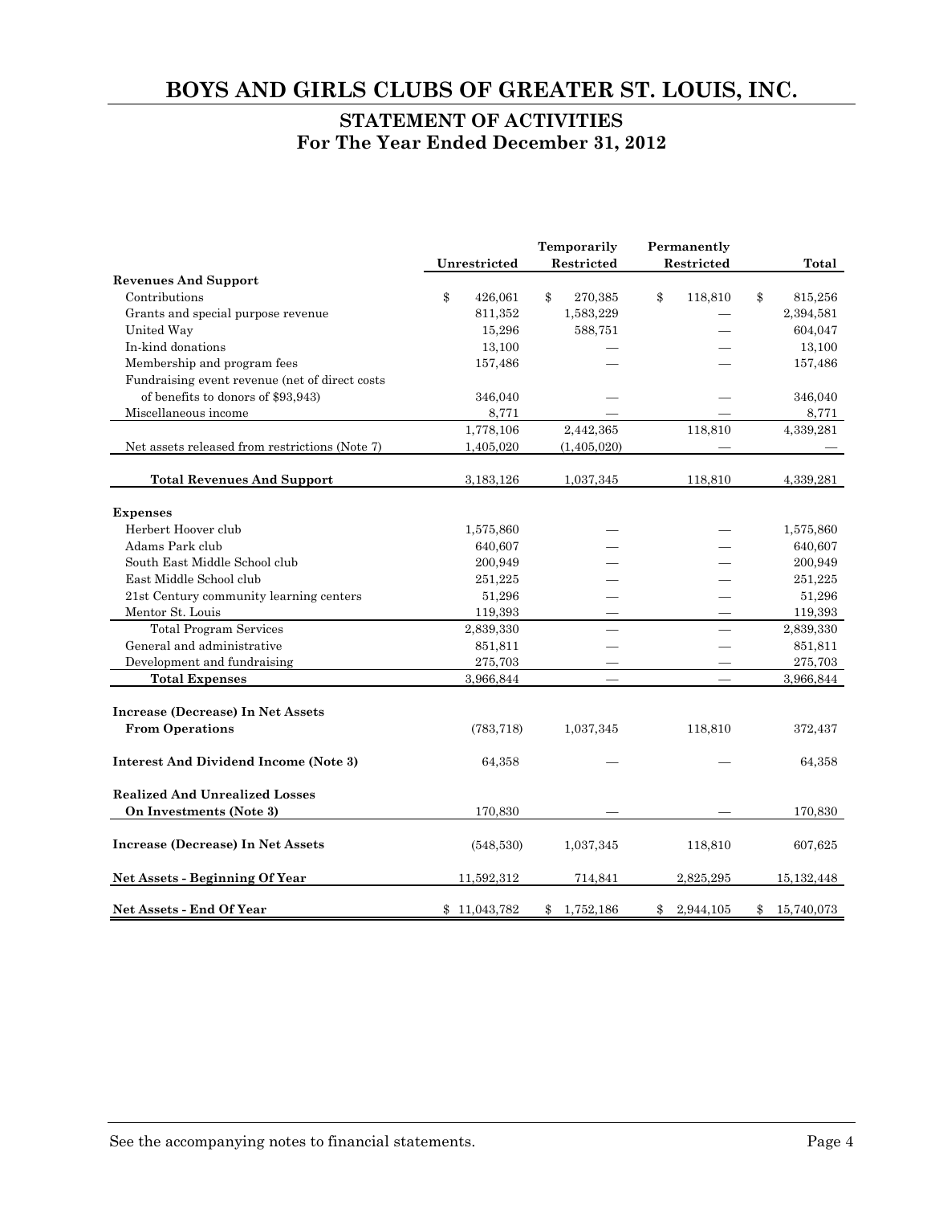# BOYS AND GIRLS CLUBS OF GREATER ST. LOUIS, INC.

## STATEMENT OF ACTIVITIES
## For The Year Ended December 31, 2012

| | Unrestricted | Temporarily Restricted | Permanently Restricted | Total |
|---|---|---|---|---|
| **Revenues And Support** | | | | |
| Contributions | $ 426,061 | $ 270,385 | $ 118,810 | $ 815,256 |
| Grants and special purpose revenue | 811,352 | 1,583,229 | — | 2,394,581 |
| United Way | 15,296 | 588,751 | — | 604,047 |
| In-kind donations | 13,100 | — | — | 13,100 |
| Membership and program fees | 157,486 | — | — | 157,486 |
| Fundraising event revenue (net of direct costs of benefits to donors of $93,943) | 346,040 | — | — | 346,040 |
| Miscellaneous income | 8,771 | — | — | 8,771 |
| | 1,778,106 | 2,442,365 | 118,810 | 4,339,281 |
| Net assets released from restrictions (Note 7) | 1,405,020 | (1,405,020) | — | — |
| **Total Revenues And Support** | 3,183,126 | 1,037,345 | 118,810 | 4,339,281 |
| **Expenses** | | | | |
| Herbert Hoover club | 1,575,860 | — | — | 1,575,860 |
| Adams Park club | 640,607 | — | — | 640,607 |
| South East Middle School club | 200,949 | — | — | 200,949 |
| East Middle School club | 251,225 | — | — | 251,225 |
| 21st Century community learning centers | 51,296 | — | — | 51,296 |
| Mentor St. Louis | 119,393 | — | — | 119,393 |
| Total Program Services | 2,839,330 | — | — | 2,839,330 |
| General and administrative | 851,811 | — | — | 851,811 |
| Development and fundraising | 275,703 | — | — | 275,703 |
| **Total Expenses** | 3,966,844 | — | — | 3,966,844 |
| **Increase (Decrease) In Net Assets From Operations** | (783,718) | 1,037,345 | 118,810 | 372,437 |
| **Interest And Dividend Income (Note 3)** | 64,358 | — | — | 64,358 |
| **Realized And Unrealized Losses On Investments (Note 3)** | 170,830 | — | — | 170,830 |
| **Increase (Decrease) In Net Assets** | (548,530) | 1,037,345 | 118,810 | 607,625 |
| **Net Assets - Beginning Of Year** | 11,592,312 | 714,841 | 2,825,295 | 15,132,448 |
| **Net Assets - End Of Year** | $ 11,043,782 | $ 1,752,186 | $ 2,944,105 | $ 15,740,073 |

See the accompanying notes to financial statements.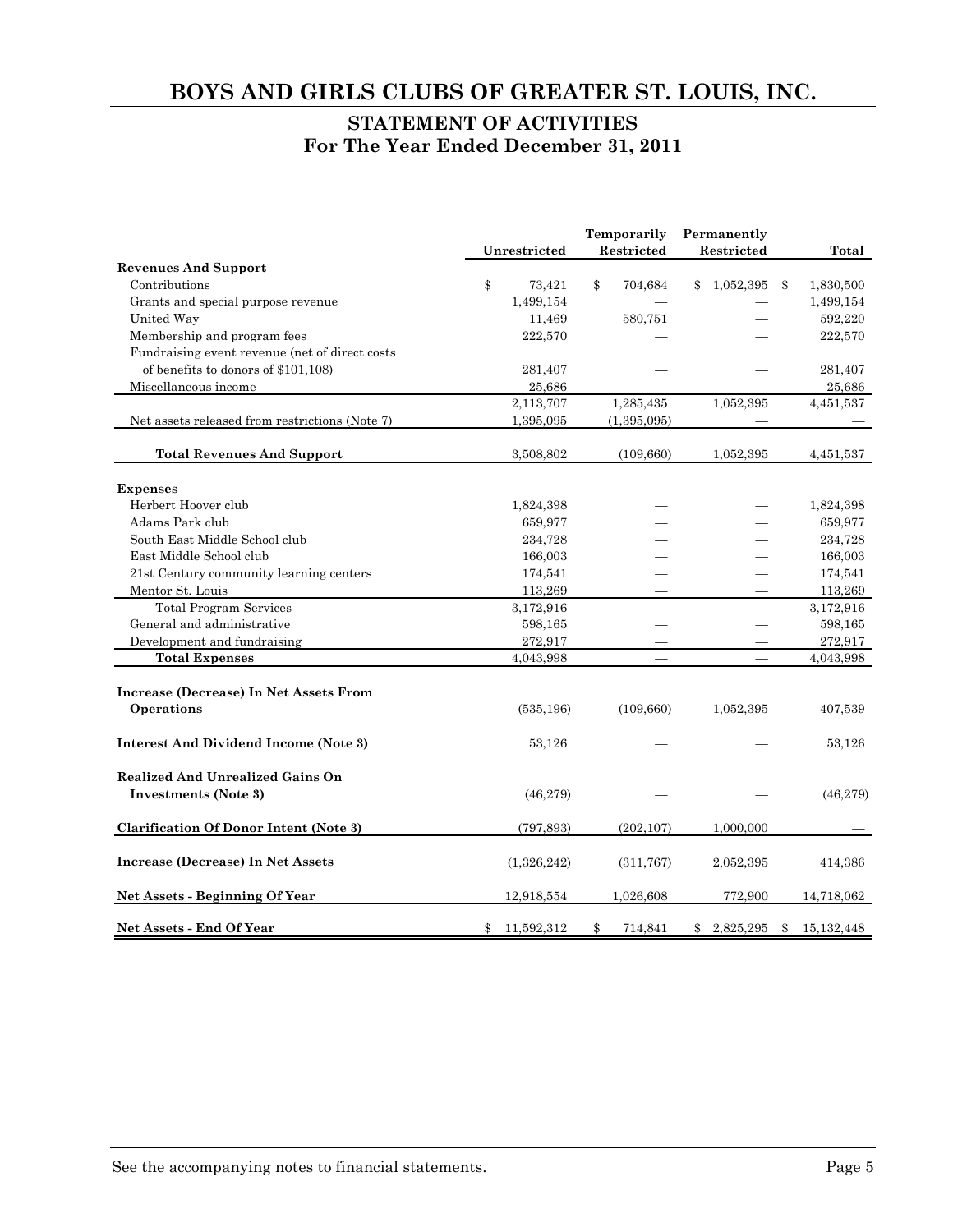# BOYS AND GIRLS CLUBS OF GREATER ST. LOUIS, INC.

## STATEMENT OF ACTIVITIES
## For The Year Ended December 31, 2011

| | Unrestricted | Temporarily Restricted | Permanently Restricted | Total |
|---|---|---|---|---|
| **Revenues And Support** | | | | |
| Contributions | $ 73,421 | $ 704,684 | $ 1,052,395 | $ 1,830,500 |
| Grants and special purpose revenue | 1,499,154 | — | — | 1,499,154 |
| United Way | 11,469 | 580,751 | — | 592,220 |
| Membership and program fees | 222,570 | — | — | 222,570 |
| Fundraising event revenue (net of direct costs of benefits to donors of $101,108) | 281,407 | — | — | 281,407 |
| Miscellaneous income | 25,686 | — | — | 25,686 |
| | 2,113,707 | 1,285,435 | 1,052,395 | 4,451,537 |
| Net assets released from restrictions (Note 7) | 1,395,095 | (1,395,095) | — | — |
| **Total Revenues And Support** | 3,508,802 | (109,660) | 1,052,395 | 4,451,537 |
| **Expenses** | | | | |
| Herbert Hoover club | 1,824,398 | — | — | 1,824,398 |
| Adams Park club | 659,977 | — | — | 659,977 |
| South East Middle School club | 234,728 | — | — | 234,728 |
| East Middle School club | 166,003 | — | — | 166,003 |
| 21st Century community learning centers | 174,541 | — | — | 174,541 |
| Mentor St. Louis | 113,269 | — | — | 113,269 |
| Total Program Services | 3,172,916 | — | — | 3,172,916 |
| General and administrative | 598,165 | — | — | 598,165 |
| Development and fundraising | 272,917 | — | — | 272,917 |
| **Total Expenses** | 4,043,998 | — | — | 4,043,998 |
| **Increase (Decrease) In Net Assets From Operations** | (535,196) | (109,660) | 1,052,395 | 407,539 |
| **Interest And Dividend Income (Note 3)** | 53,126 | — | — | 53,126 |
| **Realized And Unrealized Gains On Investments (Note 3)** | (46,279) | — | — | (46,279) |
| **Clarification Of Donor Intent (Note 3)** | (797,893) | (202,107) | 1,000,000 | — |
| **Increase (Decrease) In Net Assets** | (1,326,242) | (311,767) | 2,052,395 | 414,386 |
| **Net Assets - Beginning Of Year** | 12,918,554 | 1,026,608 | 772,900 | 14,718,062 |
| **Net Assets - End Of Year** | $ 11,592,312 | $ 714,841 | $ 2,825,295 | $ 15,132,448 |

See the accompanying notes to financial statements.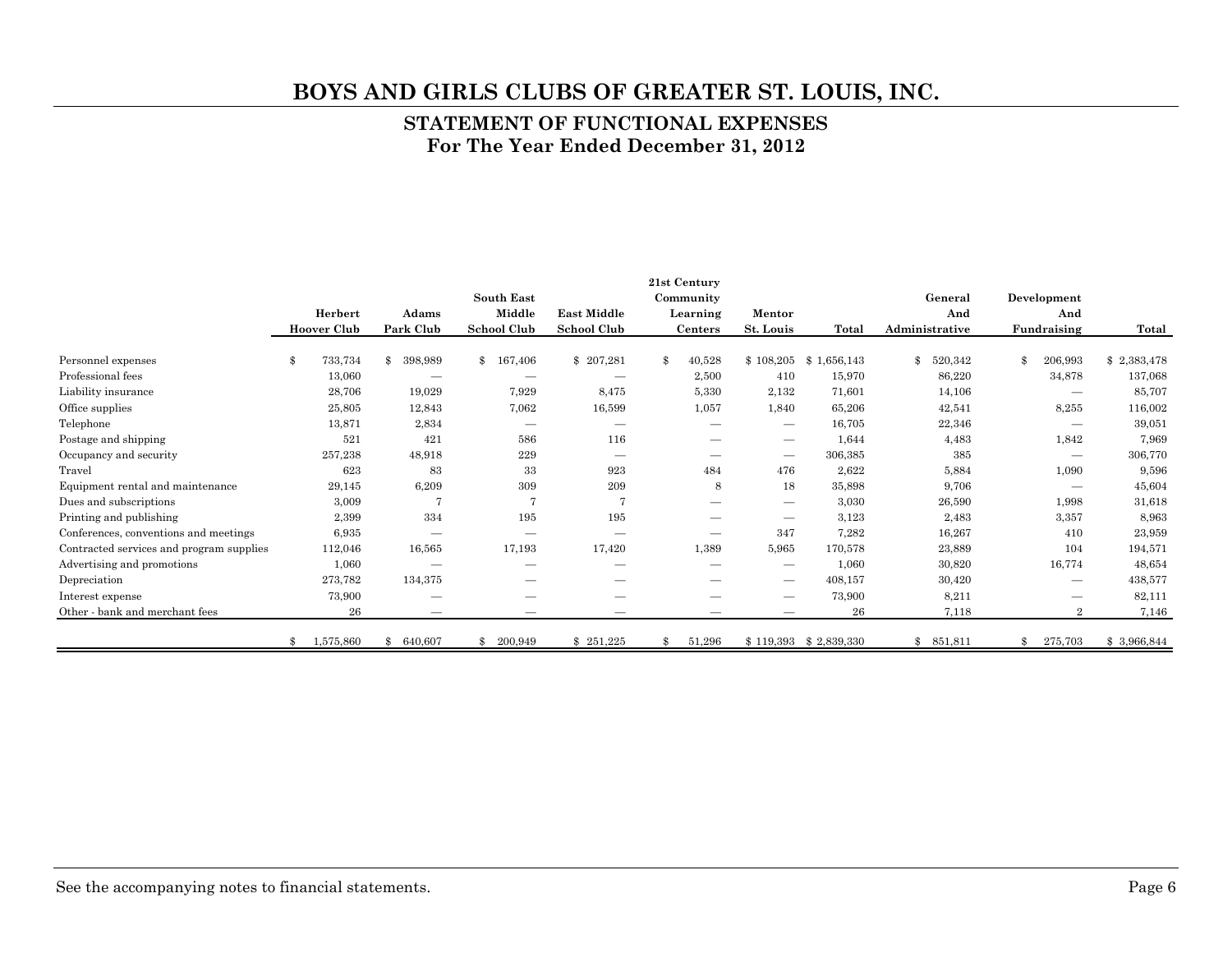# BOYS AND GIRLS CLUBS OF GREATER ST. LOUIS, INC.

## STATEMENT OF FUNCTIONAL EXPENSES
## For The Year Ended December 31, 2012

| | Herbert Hoover Club | Adams Park Club | South East Middle School Club | East Middle School Club | 21st Century Community Learning Centers | Mentor St. Louis | Total | General And Administrative | Development And Fundraising | Total |
|---|---|---|---|---|---|---|---|---|---|---|
| Personnel expenses | $ 733,734 | $ 398,989 | $ 167,406 | $ 207,281 | $ 40,528 | $ 108,205 | $ 1,656,143 | $ 520,342 | $ 206,993 | $ 2,383,478 |
| Professional fees | 13,060 | — | — | — | 2,500 | 410 | 15,970 | 86,220 | 34,878 | 137,068 |
| Liability insurance | 28,706 | 19,029 | 7,929 | 8,475 | 5,330 | 2,132 | 71,601 | 14,106 | — | 85,707 |
| Office supplies | 25,805 | 12,843 | 7,062 | 16,599 | 1,057 | 1,840 | 65,206 | 42,541 | 8,255 | 116,002 |
| Telephone | 13,871 | 2,834 | — | — | — | — | 16,705 | 22,346 | — | 39,051 |
| Postage and shipping | 521 | 421 | 586 | 116 | — | — | 1,644 | 4,483 | 1,842 | 7,969 |
| Occupancy and security | 257,238 | 48,918 | 229 | — | — | — | 306,385 | 385 | — | 306,770 |
| Travel | 623 | 83 | 33 | 923 | 484 | 476 | 2,622 | 5,884 | 1,090 | 9,596 |
| Equipment rental and maintenance | 29,145 | 6,209 | 309 | 209 | 8 | 18 | 35,898 | 9,706 | — | 45,604 |
| Dues and subscriptions | 3,009 | 7 | 7 | 7 | — | — | 3,030 | 26,590 | 1,998 | 31,618 |
| Printing and publishing | 2,399 | 334 | 195 | 195 | — | — | 3,123 | 2,483 | 3,357 | 8,963 |
| Conferences, conventions and meetings | 6,935 | — | — | — | — | 347 | 7,282 | 16,267 | 410 | 23,959 |
| Contracted services and program supplies | 112,046 | 16,565 | 17,193 | 17,420 | 1,389 | 5,965 | 170,578 | 23,889 | 104 | 194,571 |
| Advertising and promotions | 1,060 | — | — | — | — | — | 1,060 | 30,820 | 16,774 | 48,654 |
| Depreciation | 273,782 | 134,375 | — | — | — | — | 408,157 | 30,420 | — | 438,577 |
| Interest expense | 73,900 | — | — | — | — | — | 73,900 | 8,211 | — | 82,111 |
| Other - bank and merchant fees | 26 | — | — | — | — | — | 26 | 7,118 | 2 | 7,146 |
| | $ 1,575,860 | $ 640,607 | $ 200,949 | $ 251,225 | $ 51,296 | $ 119,393 | $ 2,839,330 | $ 851,811 | $ 275,703 | $ 3,966,844 |

See the accompanying notes to financial statements.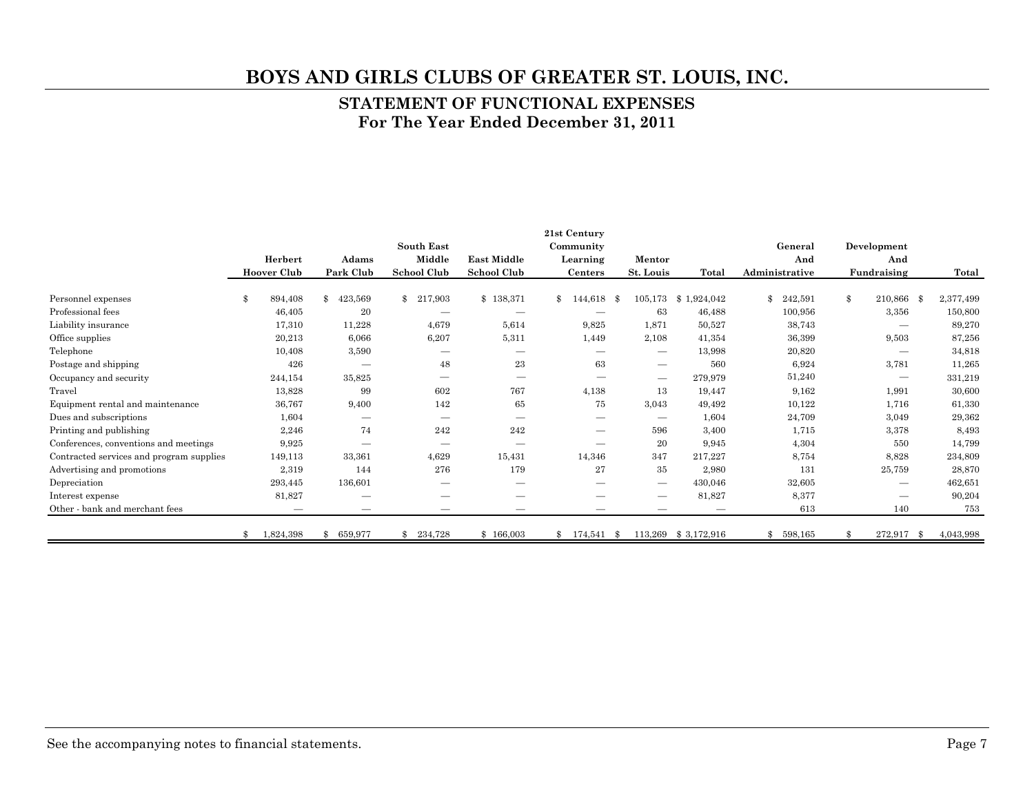# BOYS AND GIRLS CLUBS OF GREATER ST. LOUIS, INC.

## STATEMENT OF FUNCTIONAL EXPENSES
## For The Year Ended December 31, 2011

| | Herbert Hoover Club | Adams Park Club | South East Middle School Club | East Middle School Club | 21st Century Community Learning Centers | Mentor St. Louis | Total | General And Administrative | Development And Fundraising | Total |
|---|---|---|---|---|---|---|---|---|---|---|
| Personnel expenses | $ 894,408 | $ 423,569 | $ 217,903 | $ 138,371 | $ 144,618 | $ 105,173 | $ 1,924,042 | $ 242,591 | $ 210,866 | $ 2,377,499 |
| Professional fees | 46,405 | 20 | — | — | — | 63 | 46,488 | 100,956 | 3,356 | 150,800 |
| Liability insurance | 17,310 | 11,228 | 4,679 | 5,614 | 9,825 | 1,871 | 50,527 | 38,743 | — | 89,270 |
| Office supplies | 20,213 | 6,066 | 6,207 | 5,311 | 1,449 | 2,108 | 41,354 | 36,399 | 9,503 | 87,256 |
| Telephone | 10,408 | 3,590 | — | — | — | — | 13,998 | 20,820 | — | 34,818 |
| Postage and shipping | 426 | — | 48 | 23 | 63 | — | 560 | 6,924 | 3,781 | 11,265 |
| Occupancy and security | 244,154 | 35,825 | — | — | — | — | 279,979 | 51,240 | — | 331,219 |
| Travel | 13,828 | 99 | 602 | 767 | 4,138 | 13 | 19,447 | 9,162 | 1,991 | 30,600 |
| Equipment rental and maintenance | 36,767 | 9,400 | 142 | 65 | 75 | 3,043 | 49,492 | 10,122 | 1,716 | 61,330 |
| Dues and subscriptions | 1,604 | — | — | — | — | — | 1,604 | 24,709 | 3,049 | 29,362 |
| Printing and publishing | 2,246 | 74 | 242 | 242 | — | 596 | 3,400 | 1,715 | 3,378 | 8,493 |
| Conferences, conventions and meetings | 9,925 | — | — | — | — | 20 | 9,945 | 4,304 | 550 | 14,799 |
| Contracted services and program supplies | 149,113 | 33,361 | 4,629 | 15,431 | 14,346 | 347 | 217,227 | 8,754 | 8,828 | 234,809 |
| Advertising and promotions | 2,319 | 144 | 276 | 179 | 27 | 35 | 2,980 | 131 | 25,759 | 28,870 |
| Depreciation | 293,445 | 136,601 | — | — | — | — | 430,046 | 32,605 | — | 462,651 |
| Interest expense | 81,827 | — | — | — | — | — | 81,827 | 8,377 | — | 90,204 |
| Other - bank and merchant fees | — | — | — | — | — | — | — | 613 | 140 | 753 |
| | $ 1,824,398 | $ 659,977 | $ 234,728 | $ 166,003 | $ 174,541 | $ 113,269 | $ 3,172,916 | $ 598,165 | $ 272,917 | $ 4,043,998 |

See the accompanying notes to financial statements.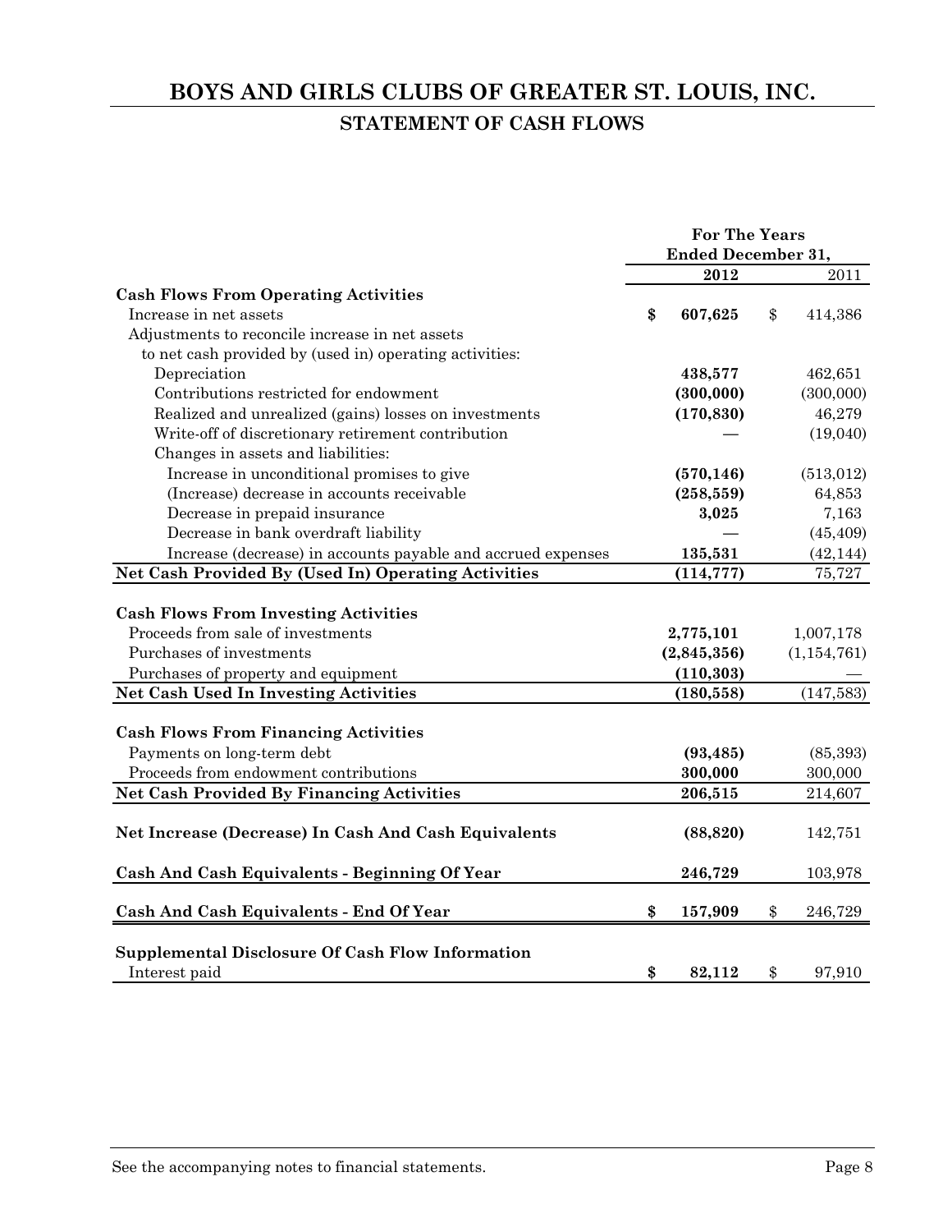# BOYS AND GIRLS CLUBS OF GREATER ST. LOUIS, INC.

## STATEMENT OF CASH FLOWS

| | For The Years Ended December 31, | |
|---|---|---|
| | **2012** | 2011 |
| **Cash Flows From Operating Activities** | | |
| Increase in net assets | **$ 607,625** | $ 414,386 |
| Adjustments to reconcile increase in net assets to net cash provided by (used in) operating activities: | | |
| Depreciation | **438,577** | 462,651 |
| Contributions restricted for endowment | **(300,000)** | (300,000) |
| Realized and unrealized (gains) losses on investments | **(170,830)** | 46,279 |
| Write-off of discretionary retirement contribution | **—** | (19,040) |
| Changes in assets and liabilities: | | |
| Increase in unconditional promises to give | **(570,146)** | (513,012) |
| (Increase) decrease in accounts receivable | **(258,559)** | 64,853 |
| Decrease in prepaid insurance | **3,025** | 7,163 |
| Decrease in bank overdraft liability | **—** | (45,409) |
| Increase (decrease) in accounts payable and accrued expenses | **135,531** | (42,144) |
| **Net Cash Provided By (Used In) Operating Activities** | **(114,777)** | 75,727 |
| **Cash Flows From Investing Activities** | | |
| Proceeds from sale of investments | **2,775,101** | 1,007,178 |
| Purchases of investments | **(2,845,356)** | (1,154,761) |
| Purchases of property and equipment | **(110,303)** | — |
| **Net Cash Used In Investing Activities** | **(180,558)** | (147,583) |
| **Cash Flows From Financing Activities** | | |
| Payments on long-term debt | **(93,485)** | (85,393) |
| Proceeds from endowment contributions | **300,000** | 300,000 |
| **Net Cash Provided By Financing Activities** | **206,515** | 214,607 |
| **Net Increase (Decrease) In Cash And Cash Equivalents** | **(88,820)** | 142,751 |
| **Cash And Cash Equivalents - Beginning Of Year** | **246,729** | 103,978 |
| **Cash And Cash Equivalents - End Of Year** | **$ 157,909** | $ 246,729 |
| **Supplemental Disclosure Of Cash Flow Information** | | |
| Interest paid | **$ 82,112** | $ 97,910 |

See the accompanying notes to financial statements.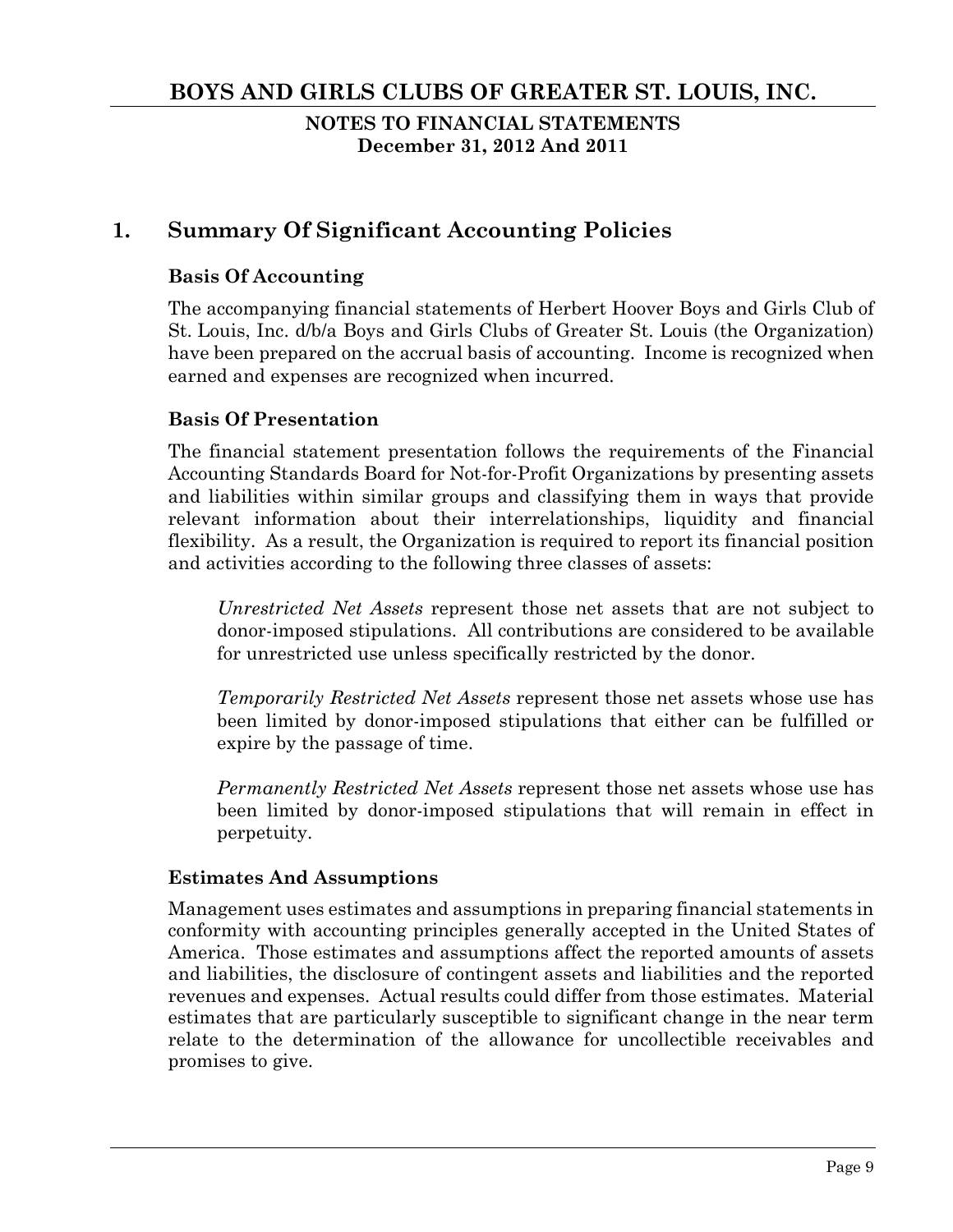# BOYS AND GIRLS CLUBS OF GREATER ST. LOUIS, INC.

**NOTES TO FINANCIAL STATEMENTS**
**December 31, 2012 And 2011**

## 1. Summary Of Significant Accounting Policies

### Basis Of Accounting

The accompanying financial statements of Herbert Hoover Boys and Girls Club of St. Louis, Inc. d/b/a Boys and Girls Clubs of Greater St. Louis (the Organization) have been prepared on the accrual basis of accounting. Income is recognized when earned and expenses are recognized when incurred.

### Basis Of Presentation

The financial statement presentation follows the requirements of the Financial Accounting Standards Board for Not-for-Profit Organizations by presenting assets and liabilities within similar groups and classifying them in ways that provide relevant information about their interrelationships, liquidity and financial flexibility. As a result, the Organization is required to report its financial position and activities according to the following three classes of assets:

*Unrestricted Net Assets* represent those net assets that are not subject to donor-imposed stipulations. All contributions are considered to be available for unrestricted use unless specifically restricted by the donor.

*Temporarily Restricted Net Assets* represent those net assets whose use has been limited by donor-imposed stipulations that either can be fulfilled or expire by the passage of time.

*Permanently Restricted Net Assets* represent those net assets whose use has been limited by donor-imposed stipulations that will remain in effect in perpetuity.

### Estimates And Assumptions

Management uses estimates and assumptions in preparing financial statements in conformity with accounting principles generally accepted in the United States of America. Those estimates and assumptions affect the reported amounts of assets and liabilities, the disclosure of contingent assets and liabilities and the reported revenues and expenses. Actual results could differ from those estimates. Material estimates that are particularly susceptible to significant change in the near term relate to the determination of the allowance for uncollectible receivables and promises to give.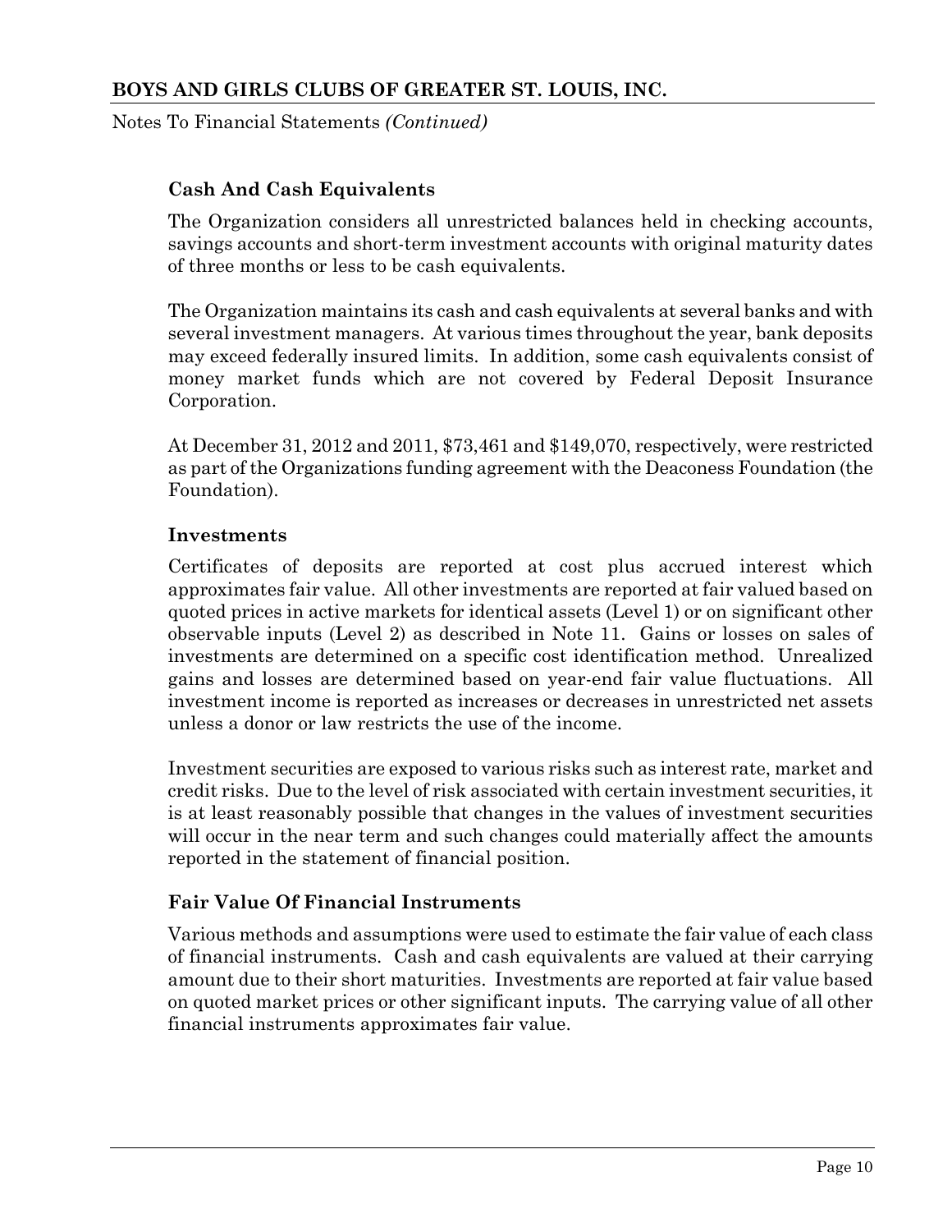### Cash And Cash Equivalents

The Organization considers all unrestricted balances held in checking accounts, savings accounts and short-term investment accounts with original maturity dates of three months or less to be cash equivalents.

The Organization maintains its cash and cash equivalents at several banks and with several investment managers. At various times throughout the year, bank deposits may exceed federally insured limits. In addition, some cash equivalents consist of money market funds which are not covered by Federal Deposit Insurance Corporation.

At December 31, 2012 and 2011, $73,461 and $149,070, respectively, were restricted as part of the Organizations funding agreement with the Deaconess Foundation (the Foundation).

### Investments

Certificates of deposits are reported at cost plus accrued interest which approximates fair value. All other investments are reported at fair valued based on quoted prices in active markets for identical assets (Level 1) or on significant other observable inputs (Level 2) as described in Note 11. Gains or losses on sales of investments are determined on a specific cost identification method. Unrealized gains and losses are determined based on year-end fair value fluctuations. All investment income is reported as increases or decreases in unrestricted net assets unless a donor or law restricts the use of the income.

Investment securities are exposed to various risks such as interest rate, market and credit risks. Due to the level of risk associated with certain investment securities, it is at least reasonably possible that changes in the values of investment securities will occur in the near term and such changes could materially affect the amounts reported in the statement of financial position.

### Fair Value Of Financial Instruments

Various methods and assumptions were used to estimate the fair value of each class of financial instruments. Cash and cash equivalents are valued at their carrying amount due to their short maturities. Investments are reported at fair value based on quoted market prices or other significant inputs. The carrying value of all other financial instruments approximates fair value.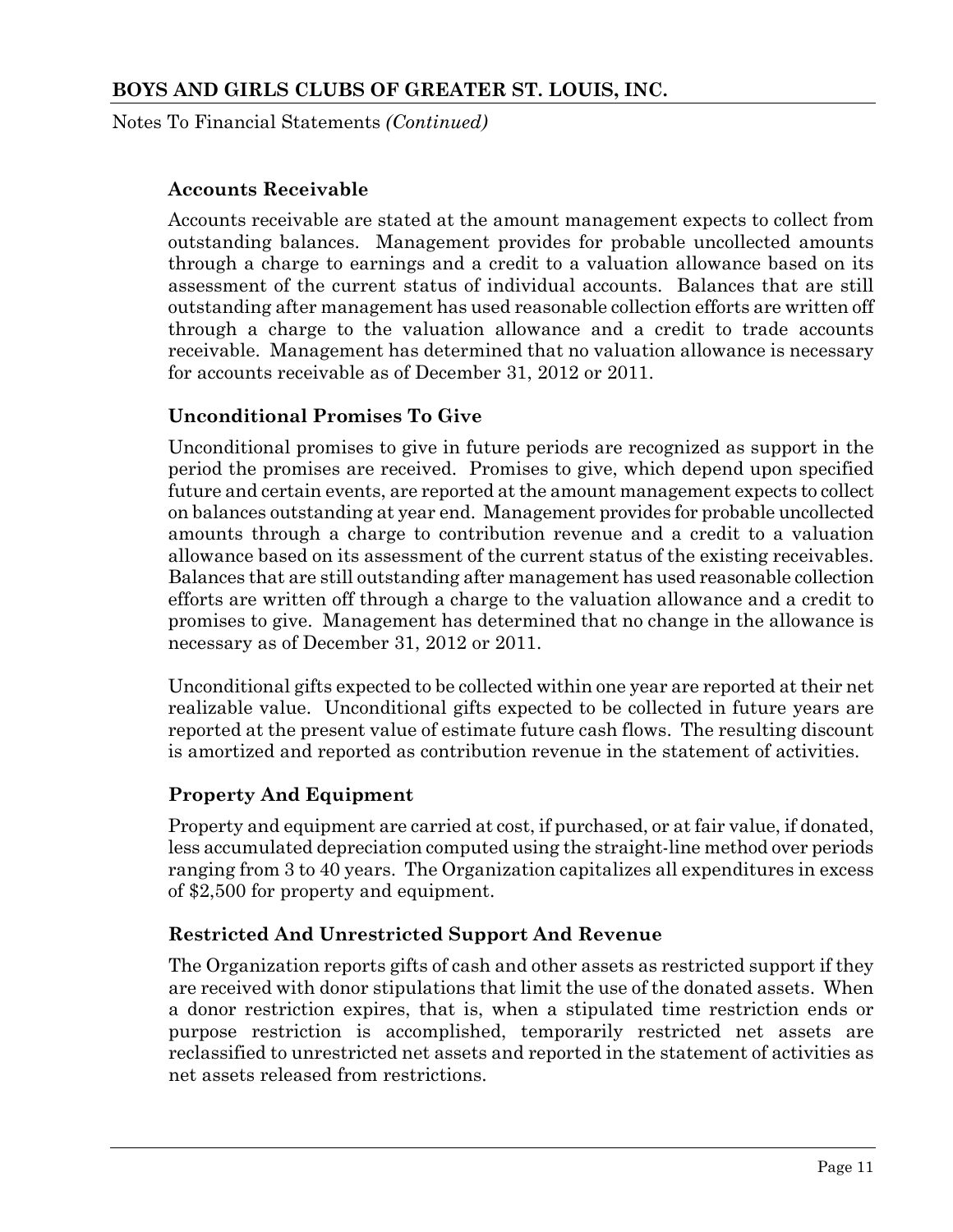### Accounts Receivable

Accounts receivable are stated at the amount management expects to collect from outstanding balances. Management provides for probable uncollected amounts through a charge to earnings and a credit to a valuation allowance based on its assessment of the current status of individual accounts. Balances that are still outstanding after management has used reasonable collection efforts are written off through a charge to the valuation allowance and a credit to trade accounts receivable. Management has determined that no valuation allowance is necessary for accounts receivable as of December 31, 2012 or 2011.

### Unconditional Promises To Give

Unconditional promises to give in future periods are recognized as support in the period the promises are received. Promises to give, which depend upon specified future and certain events, are reported at the amount management expects to collect on balances outstanding at year end. Management provides for probable uncollected amounts through a charge to contribution revenue and a credit to a valuation allowance based on its assessment of the current status of the existing receivables. Balances that are still outstanding after management has used reasonable collection efforts are written off through a charge to the valuation allowance and a credit to promises to give. Management has determined that no change in the allowance is necessary as of December 31, 2012 or 2011.

Unconditional gifts expected to be collected within one year are reported at their net realizable value. Unconditional gifts expected to be collected in future years are reported at the present value of estimate future cash flows. The resulting discount is amortized and reported as contribution revenue in the statement of activities.

### Property And Equipment

Property and equipment are carried at cost, if purchased, or at fair value, if donated, less accumulated depreciation computed using the straight-line method over periods ranging from 3 to 40 years. The Organization capitalizes all expenditures in excess of $2,500 for property and equipment.

### Restricted And Unrestricted Support And Revenue

The Organization reports gifts of cash and other assets as restricted support if they are received with donor stipulations that limit the use of the donated assets. When a donor restriction expires, that is, when a stipulated time restriction ends or purpose restriction is accomplished, temporarily restricted net assets are reclassified to unrestricted net assets and reported in the statement of activities as net assets released from restrictions.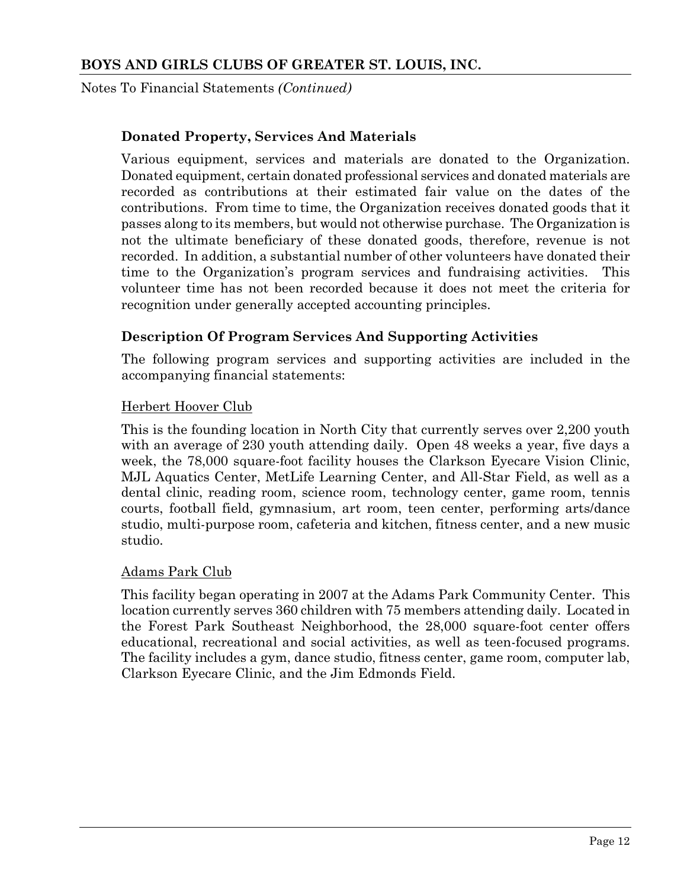### Donated Property, Services And Materials

Various equipment, services and materials are donated to the Organization. Donated equipment, certain donated professional services and donated materials are recorded as contributions at their estimated fair value on the dates of the contributions. From time to time, the Organization receives donated goods that it passes along to its members, but would not otherwise purchase. The Organization is not the ultimate beneficiary of these donated goods, therefore, revenue is not recorded. In addition, a substantial number of other volunteers have donated their time to the Organization's program services and fundraising activities. This volunteer time has not been recorded because it does not meet the criteria for recognition under generally accepted accounting principles.

### Description Of Program Services And Supporting Activities

The following program services and supporting activities are included in the accompanying financial statements:

Herbert Hoover Club

This is the founding location in North City that currently serves over 2,200 youth with an average of 230 youth attending daily. Open 48 weeks a year, five days a week, the 78,000 square-foot facility houses the Clarkson Eyecare Vision Clinic, MJL Aquatics Center, MetLife Learning Center, and All-Star Field, as well as a dental clinic, reading room, science room, technology center, game room, tennis courts, football field, gymnasium, art room, teen center, performing arts/dance studio, multi-purpose room, cafeteria and kitchen, fitness center, and a new music studio.

Adams Park Club

This facility began operating in 2007 at the Adams Park Community Center. This location currently serves 360 children with 75 members attending daily. Located in the Forest Park Southeast Neighborhood, the 28,000 square-foot center offers educational, recreational and social activities, as well as teen-focused programs. The facility includes a gym, dance studio, fitness center, game room, computer lab, Clarkson Eyecare Clinic, and the Jim Edmonds Field.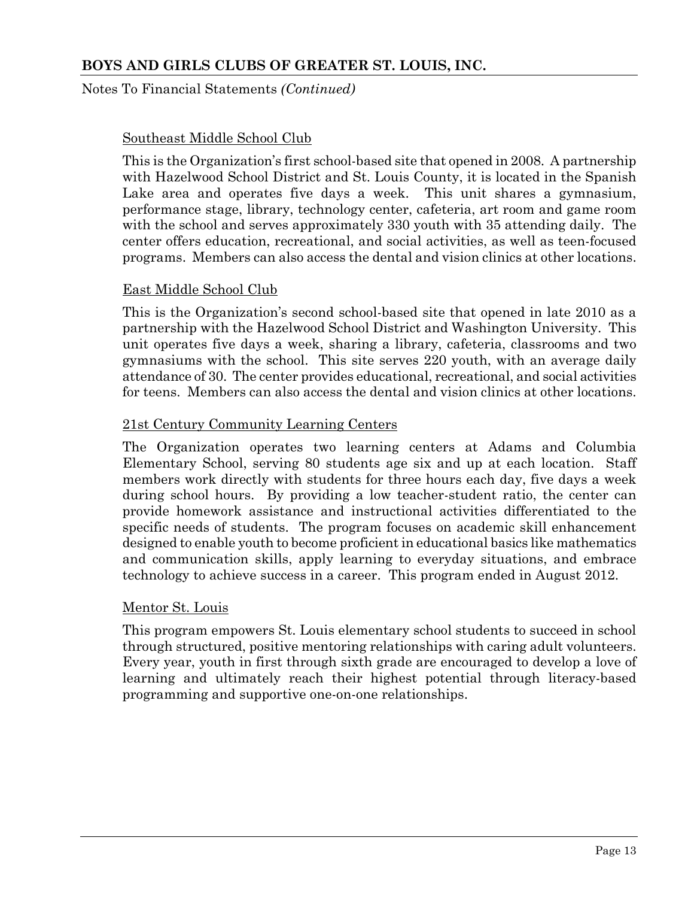Southeast Middle School Club

This is the Organization's first school-based site that opened in 2008. A partnership with Hazelwood School District and St. Louis County, it is located in the Spanish Lake area and operates five days a week. This unit shares a gymnasium, performance stage, library, technology center, cafeteria, art room and game room with the school and serves approximately 330 youth with 35 attending daily. The center offers education, recreational, and social activities, as well as teen-focused programs. Members can also access the dental and vision clinics at other locations.

East Middle School Club

This is the Organization's second school-based site that opened in late 2010 as a partnership with the Hazelwood School District and Washington University. This unit operates five days a week, sharing a library, cafeteria, classrooms and two gymnasiums with the school. This site serves 220 youth, with an average daily attendance of 30. The center provides educational, recreational, and social activities for teens. Members can also access the dental and vision clinics at other locations.

21st Century Community Learning Centers

The Organization operates two learning centers at Adams and Columbia Elementary School, serving 80 students age six and up at each location. Staff members work directly with students for three hours each day, five days a week during school hours. By providing a low teacher-student ratio, the center can provide homework assistance and instructional activities differentiated to the specific needs of students. The program focuses on academic skill enhancement designed to enable youth to become proficient in educational basics like mathematics and communication skills, apply learning to everyday situations, and embrace technology to achieve success in a career. This program ended in August 2012.

Mentor St. Louis

This program empowers St. Louis elementary school students to succeed in school through structured, positive mentoring relationships with caring adult volunteers. Every year, youth in first through sixth grade are encouraged to develop a love of learning and ultimately reach their highest potential through literacy-based programming and supportive one-on-one relationships.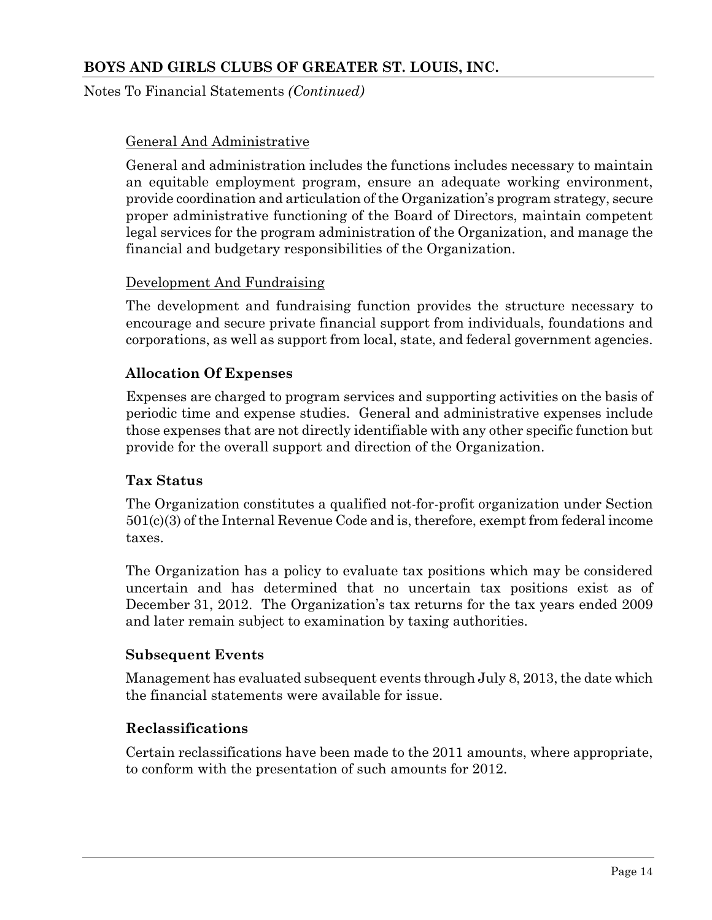General And Administrative

General and administration includes the functions includes necessary to maintain an equitable employment program, ensure an adequate working environment, provide coordination and articulation of the Organization's program strategy, secure proper administrative functioning of the Board of Directors, maintain competent legal services for the program administration of the Organization, and manage the financial and budgetary responsibilities of the Organization.

Development And Fundraising

The development and fundraising function provides the structure necessary to encourage and secure private financial support from individuals, foundations and corporations, as well as support from local, state, and federal government agencies.

**Allocation Of Expenses**

Expenses are charged to program services and supporting activities on the basis of periodic time and expense studies. General and administrative expenses include those expenses that are not directly identifiable with any other specific function but provide for the overall support and direction of the Organization.

**Tax Status**

The Organization constitutes a qualified not-for-profit organization under Section 501(c)(3) of the Internal Revenue Code and is, therefore, exempt from federal income taxes.

The Organization has a policy to evaluate tax positions which may be considered uncertain and has determined that no uncertain tax positions exist as of December 31, 2012. The Organization's tax returns for the tax years ended 2009 and later remain subject to examination by taxing authorities.

**Subsequent Events**

Management has evaluated subsequent events through July 8, 2013, the date which the financial statements were available for issue.

**Reclassifications**

Certain reclassifications have been made to the 2011 amounts, where appropriate, to conform with the presentation of such amounts for 2012.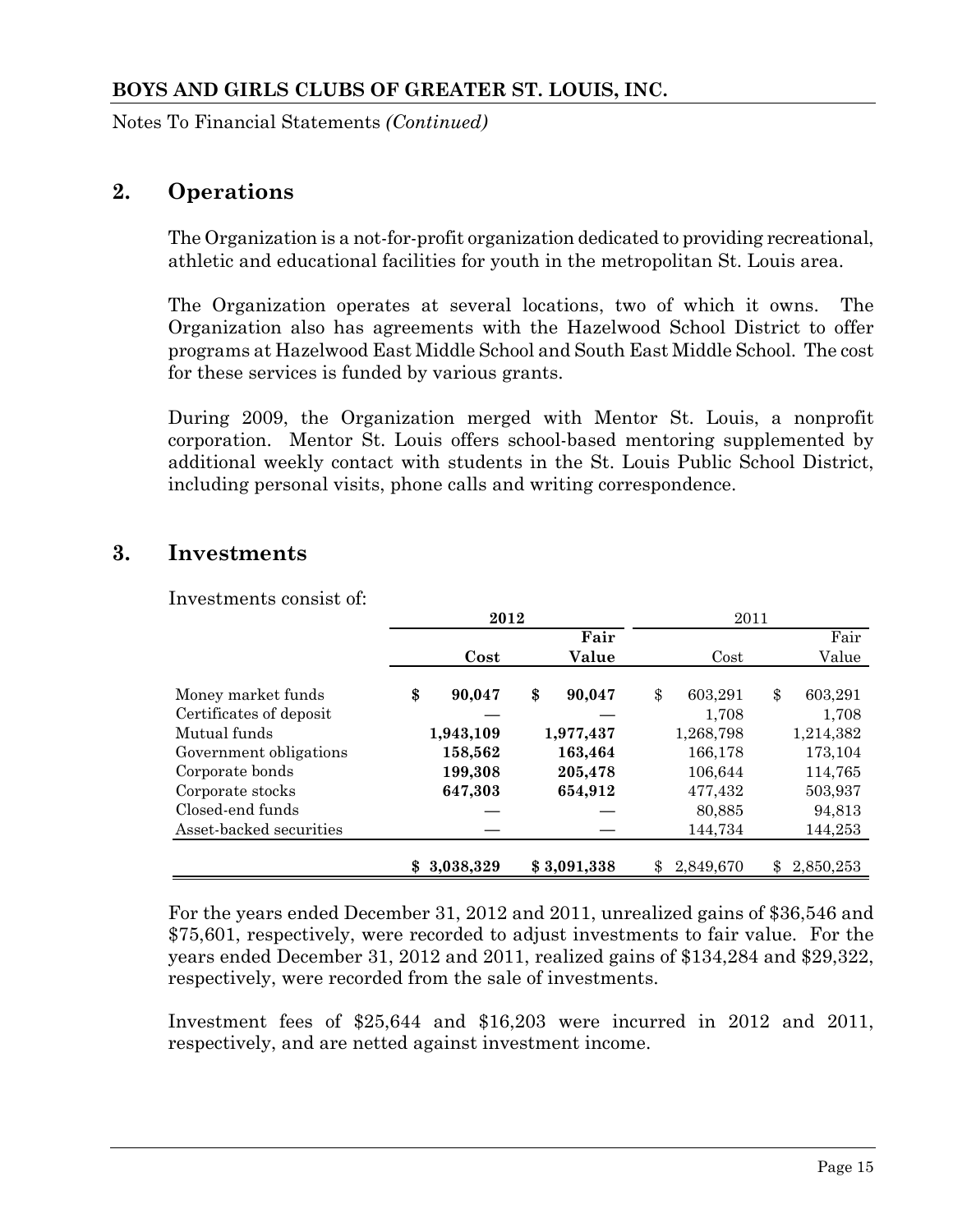**BOYS AND GIRLS CLUBS OF GREATER ST. LOUIS, INC.**

Notes To Financial Statements *(Continued)*

## 2. Operations

The Organization is a not-for-profit organization dedicated to providing recreational, athletic and educational facilities for youth in the metropolitan St. Louis area.

The Organization operates at several locations, two of which it owns. The Organization also has agreements with the Hazelwood School District to offer programs at Hazelwood East Middle School and South East Middle School. The cost for these services is funded by various grants.

During 2009, the Organization merged with Mentor St. Louis, a nonprofit corporation. Mentor St. Louis offers school-based mentoring supplemented by additional weekly contact with students in the St. Louis Public School District, including personal visits, phone calls and writing correspondence.

## 3. Investments

Investments consist of:

| | **2012** | | 2011 | |
|---|---|---|---|---|
| | **Cost** | **Fair Value** | Cost | Fair Value |
| Money market funds | **$ 90,047** | **$ 90,047** | $ 603,291 | $ 603,291 |
| Certificates of deposit | **—** | **—** | 1,708 | 1,708 |
| Mutual funds | **1,943,109** | **1,977,437** | 1,268,798 | 1,214,382 |
| Government obligations | **158,562** | **163,464** | 166,178 | 173,104 |
| Corporate bonds | **199,308** | **205,478** | 106,644 | 114,765 |
| Corporate stocks | **647,303** | **654,912** | 477,432 | 503,937 |
| Closed-end funds | **—** | **—** | 80,885 | 94,813 |
| Asset-backed securities | **—** | **—** | 144,734 | 144,253 |
| | **$ 3,038,329** | **$ 3,091,338** | $ 2,849,670 | $ 2,850,253 |

For the years ended December 31, 2012 and 2011, unrealized gains of $36,546 and $75,601, respectively, were recorded to adjust investments to fair value. For the years ended December 31, 2012 and 2011, realized gains of $134,284 and $29,322, respectively, were recorded from the sale of investments.

Investment fees of $25,644 and $16,203 were incurred in 2012 and 2011, respectively, and are netted against investment income.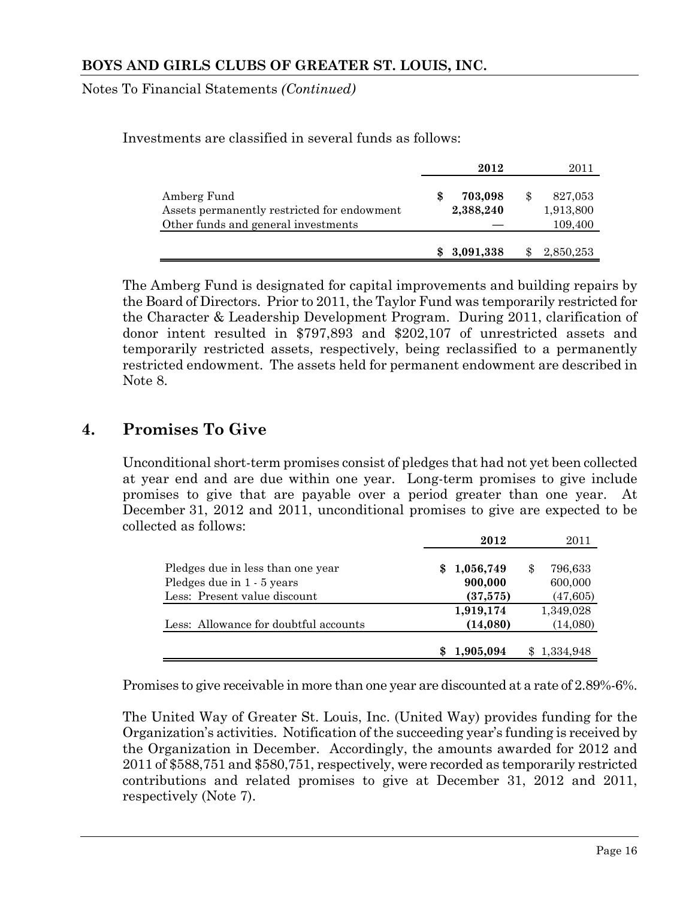Investments are classified in several funds as follows:

| | **2012** | 2011 |
|---|---|---|
| Amberg Fund | **$ 703,098** | $ 827,053 |
| Assets permanently restricted for endowment | **2,388,240** | 1,913,800 |
| Other funds and general investments | **—** | 109,400 |
| | **$ 3,091,338** | $ 2,850,253 |

The Amberg Fund is designated for capital improvements and building repairs by the Board of Directors. Prior to 2011, the Taylor Fund was temporarily restricted for the Character & Leadership Development Program. During 2011, clarification of donor intent resulted in $797,893 and $202,107 of unrestricted assets and temporarily restricted assets, respectively, being reclassified to a permanently restricted endowment. The assets held for permanent endowment are described in Note 8.

## 4. Promises To Give

Unconditional short-term promises consist of pledges that had not yet been collected at year end and are due within one year. Long-term promises to give include promises to give that are payable over a period greater than one year. At December 31, 2012 and 2011, unconditional promises to give are expected to be collected as follows:

| | **2012** | 2011 |
|---|---|---|
| Pledges due in less than one year | **$ 1,056,749** | $ 796,633 |
| Pledges due in 1 - 5 years | **900,000** | 600,000 |
| Less: Present value discount | **(37,575)** | (47,605) |
| | **1,919,174** | 1,349,028 |
| Less: Allowance for doubtful accounts | **(14,080)** | (14,080) |
| | **$ 1,905,094** | $ 1,334,948 |

Promises to give receivable in more than one year are discounted at a rate of 2.89%-6%.

The United Way of Greater St. Louis, Inc. (United Way) provides funding for the Organization's activities. Notification of the succeeding year's funding is received by the Organization in December. Accordingly, the amounts awarded for 2012 and 2011 of $588,751 and $580,751, respectively, were recorded as temporarily restricted contributions and related promises to give at December 31, 2012 and 2011, respectively (Note 7).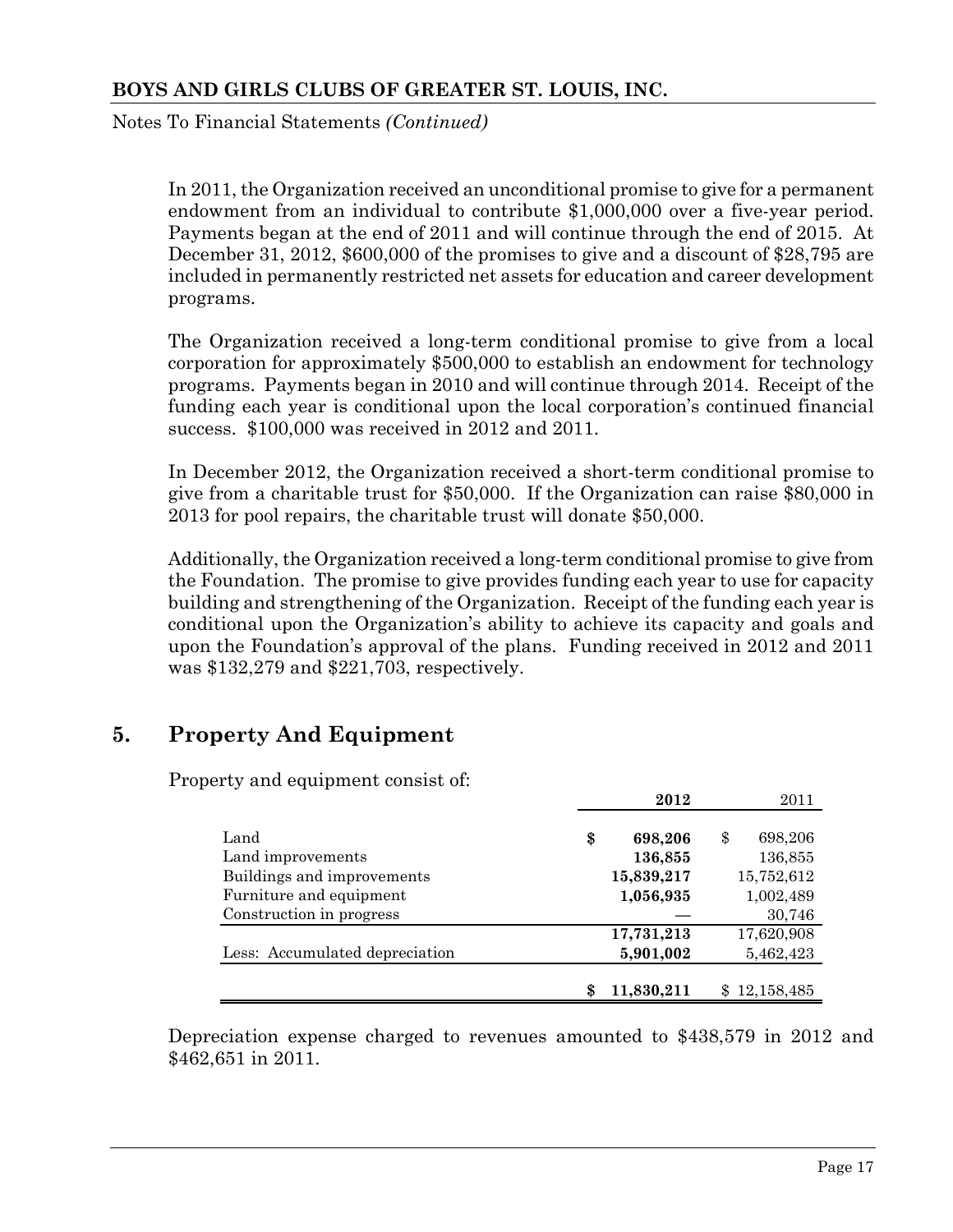In 2011, the Organization received an unconditional promise to give for a permanent endowment from an individual to contribute $1,000,000 over a five-year period. Payments began at the end of 2011 and will continue through the end of 2015. At December 31, 2012, $600,000 of the promises to give and a discount of $28,795 are included in permanently restricted net assets for education and career development programs.

The Organization received a long-term conditional promise to give from a local corporation for approximately $500,000 to establish an endowment for technology programs. Payments began in 2010 and will continue through 2014. Receipt of the funding each year is conditional upon the local corporation's continued financial success. $100,000 was received in 2012 and 2011.

In December 2012, the Organization received a short-term conditional promise to give from a charitable trust for $50,000. If the Organization can raise $80,000 in 2013 for pool repairs, the charitable trust will donate $50,000.

Additionally, the Organization received a long-term conditional promise to give from the Foundation. The promise to give provides funding each year to use for capacity building and strengthening of the Organization. Receipt of the funding each year is conditional upon the Organization's ability to achieve its capacity and goals and upon the Foundation's approval of the plans. Funding received in 2012 and 2011 was $132,279 and $221,703, respectively.

## 5. Property And Equipment

Property and equipment consist of:

| | **2012** | 2011 |
|---|---|---|
| Land | **$ 698,206** | $ 698,206 |
| Land improvements | **136,855** | 136,855 |
| Buildings and improvements | **15,839,217** | 15,752,612 |
| Furniture and equipment | **1,056,935** | 1,002,489 |
| Construction in progress | **—** | 30,746 |
| | **17,731,213** | 17,620,908 |
| Less: Accumulated depreciation | **5,901,002** | 5,462,423 |
| | **$ 11,830,211** | $ 12,158,485 |

Depreciation expense charged to revenues amounted to $438,579 in 2012 and $462,651 in 2011.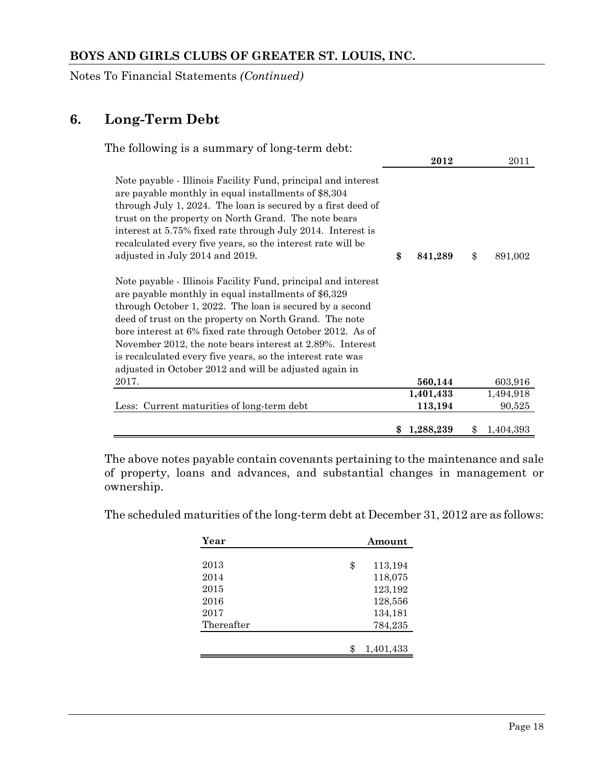## 6. Long-Term Debt

The following is a summary of long-term debt:

| | 2012 | 2011 |
|---|---|---|
| Note payable - Illinois Facility Fund, principal and interest are payable monthly in equal installments of $8,304 through July 1, 2024. The loan is secured by a first deed of trust on the property on North Grand. The note bears interest at 5.75% fixed rate through July 2014. Interest is recalculated every five years, so the interest rate will be adjusted in July 2014 and 2019. | **$ 841,289** | $ 891,002 |
| Note payable - Illinois Facility Fund, principal and interest are payable monthly in equal installments of $6,329 through October 1, 2022. The loan is secured by a second deed of trust on the property on North Grand. The note bore interest at 6% fixed rate through October 2012. As of November 2012, the note bears interest at 2.89%. Interest is recalculated every five years, so the interest rate was adjusted in October 2012 and will be adjusted again in 2017. | **560,144** | 603,916 |
| | **1,401,433** | 1,494,918 |
| Less: Current maturities of long-term debt | **113,194** | 90,525 |
| | **$ 1,288,239** | $ 1,404,393 |

The above notes payable contain covenants pertaining to the maintenance and sale of property, loans and advances, and substantial changes in management or ownership.

The scheduled maturities of the long-term debt at December 31, 2012 are as follows:

| Year | Amount |
|---|---|
| 2013 | $ 113,194 |
| 2014 | 118,075 |
| 2015 | 123,192 |
| 2016 | 128,556 |
| 2017 | 134,181 |
| Thereafter | 784,235 |
| | $ 1,401,433 |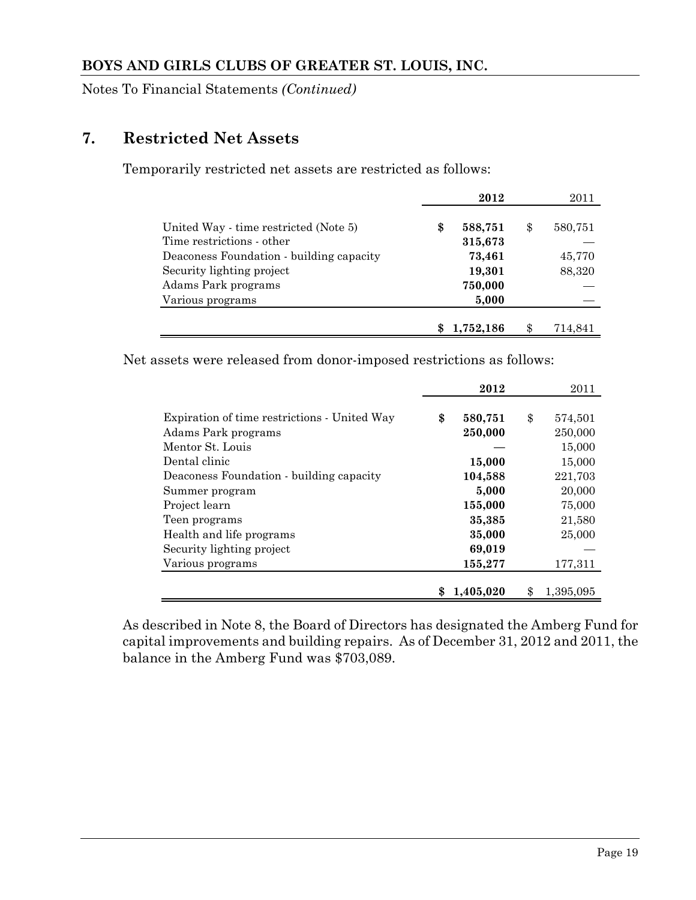## 7. Restricted Net Assets

Temporarily restricted net assets are restricted as follows:

| | 2012 | 2011 |
|---|---|---|
| United Way - time restricted (Note 5) | $ 588,751 | $ 580,751 |
| Time restrictions - other | 315,673 | — |
| Deaconess Foundation - building capacity | 73,461 | 45,770 |
| Security lighting project | 19,301 | 88,320 |
| Adams Park programs | 750,000 | — |
| Various programs | 5,000 | — |
| | $ 1,752,186 | $ 714,841 |

Net assets were released from donor-imposed restrictions as follows:

| | 2012 | 2011 |
|---|---|---|
| Expiration of time restrictions - United Way | $ 580,751 | $ 574,501 |
| Adams Park programs | 250,000 | 250,000 |
| Mentor St. Louis | — | 15,000 |
| Dental clinic | 15,000 | 15,000 |
| Deaconess Foundation - building capacity | 104,588 | 221,703 |
| Summer program | 5,000 | 20,000 |
| Project learn | 155,000 | 75,000 |
| Teen programs | 35,385 | 21,580 |
| Health and life programs | 35,000 | 25,000 |
| Security lighting project | 69,019 | — |
| Various programs | 155,277 | 177,311 |
| | $ 1,405,020 | $ 1,395,095 |

As described in Note 8, the Board of Directors has designated the Amberg Fund for capital improvements and building repairs. As of December 31, 2012 and 2011, the balance in the Amberg Fund was $703,089.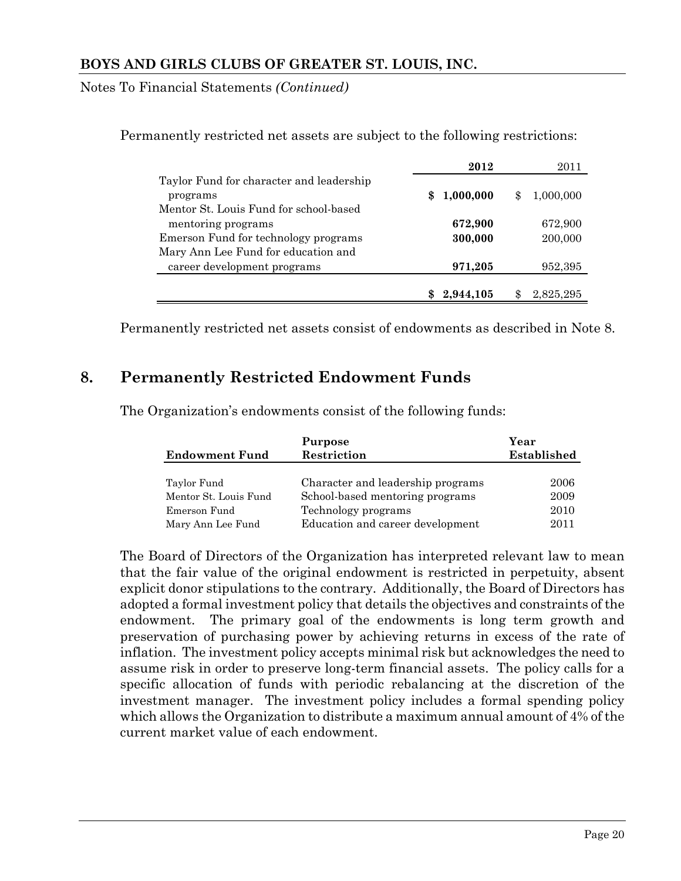Permanently restricted net assets are subject to the following restrictions:

| | **2012** | 2011 |
|---|---|---|
| Taylor Fund for character and leadership programs | **$ 1,000,000** | $ 1,000,000 |
| Mentor St. Louis Fund for school-based mentoring programs | **672,900** | 672,900 |
| Emerson Fund for technology programs | **300,000** | 200,000 |
| Mary Ann Lee Fund for education and career development programs | **971,205** | 952,395 |
| | **$ 2,944,105** | $ 2,825,295 |

Permanently restricted net assets consist of endowments as described in Note 8.

## 8. Permanently Restricted Endowment Funds

The Organization's endowments consist of the following funds:

| **Endowment Fund** | **Purpose Restriction** | **Year Established** |
|---|---|---|
| Taylor Fund | Character and leadership programs | 2006 |
| Mentor St. Louis Fund | School-based mentoring programs | 2009 |
| Emerson Fund | Technology programs | 2010 |
| Mary Ann Lee Fund | Education and career development | 2011 |

The Board of Directors of the Organization has interpreted relevant law to mean that the fair value of the original endowment is restricted in perpetuity, absent explicit donor stipulations to the contrary. Additionally, the Board of Directors has adopted a formal investment policy that details the objectives and constraints of the endowment. The primary goal of the endowments is long term growth and preservation of purchasing power by achieving returns in excess of the rate of inflation. The investment policy accepts minimal risk but acknowledges the need to assume risk in order to preserve long-term financial assets. The policy calls for a specific allocation of funds with periodic rebalancing at the discretion of the investment manager. The investment policy includes a formal spending policy which allows the Organization to distribute a maximum annual amount of 4% of the current market value of each endowment.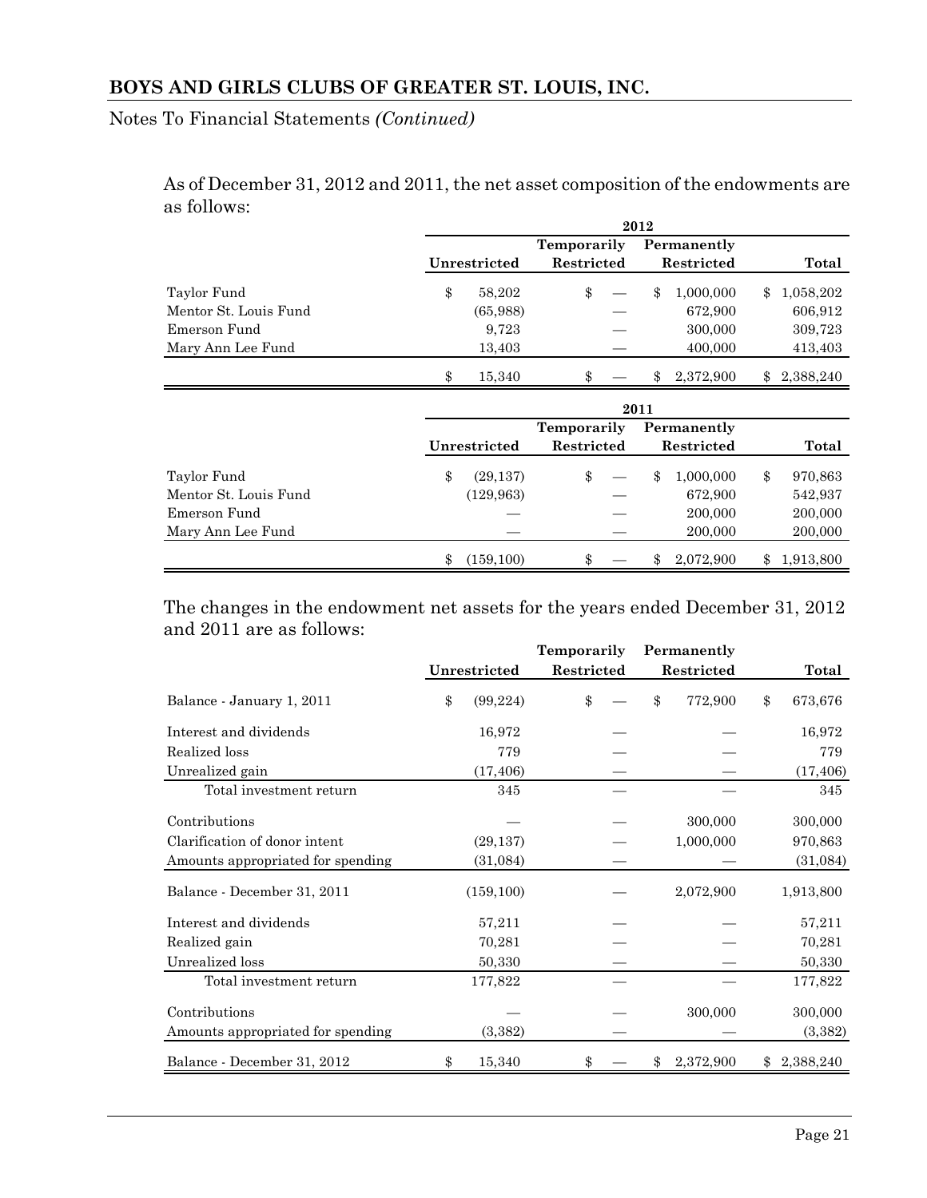Notes To Financial Statements *(Continued)*

As of December 31, 2012 and 2011, the net asset composition of the endowments are as follows:

| | 2012 | | | |
|---|---|---|---|---|
| | Unrestricted | Temporarily Restricted | Permanently Restricted | Total |
| Taylor Fund | $ 58,202 | $ — | $ 1,000,000 | $ 1,058,202 |
| Mentor St. Louis Fund | (65,988) | — | 672,900 | 606,912 |
| Emerson Fund | 9,723 | — | 300,000 | 309,723 |
| Mary Ann Lee Fund | 13,403 | — | 400,000 | 413,403 |
| | $ 15,340 | $ — | $ 2,372,900 | $ 2,388,240 |

| | 2011 | | | |
|---|---|---|---|---|
| | Unrestricted | Temporarily Restricted | Permanently Restricted | Total |
| Taylor Fund | $ (29,137) | $ — | $ 1,000,000 | $ 970,863 |
| Mentor St. Louis Fund | (129,963) | — | 672,900 | 542,937 |
| Emerson Fund | — | — | 200,000 | 200,000 |
| Mary Ann Lee Fund | — | — | 200,000 | 200,000 |
| | $ (159,100) | $ — | $ 2,072,900 | $ 1,913,800 |

The changes in the endowment net assets for the years ended December 31, 2012 and 2011 are as follows:

| | Unrestricted | Temporarily Restricted | Permanently Restricted | Total |
|---|---|---|---|---|
| Balance - January 1, 2011 | $ (99,224) | $ — | $ 772,900 | $ 673,676 |
| Interest and dividends | 16,972 | — | — | 16,972 |
| Realized loss | 779 | — | — | 779 |
| Unrealized gain | (17,406) | — | — | (17,406) |
| Total investment return | 345 | — | — | 345 |
| Contributions | — | — | 300,000 | 300,000 |
| Clarification of donor intent | (29,137) | — | 1,000,000 | 970,863 |
| Amounts appropriated for spending | (31,084) | — | — | (31,084) |
| Balance - December 31, 2011 | (159,100) | — | 2,072,900 | 1,913,800 |
| Interest and dividends | 57,211 | — | — | 57,211 |
| Realized gain | 70,281 | — | — | 70,281 |
| Unrealized loss | 50,330 | — | — | 50,330 |
| Total investment return | 177,822 | — | — | 177,822 |
| Contributions | — | — | 300,000 | 300,000 |
| Amounts appropriated for spending | (3,382) | — | — | (3,382) |
| Balance - December 31, 2012 | $ 15,340 | $ — | $ 2,372,900 | $ 2,388,240 |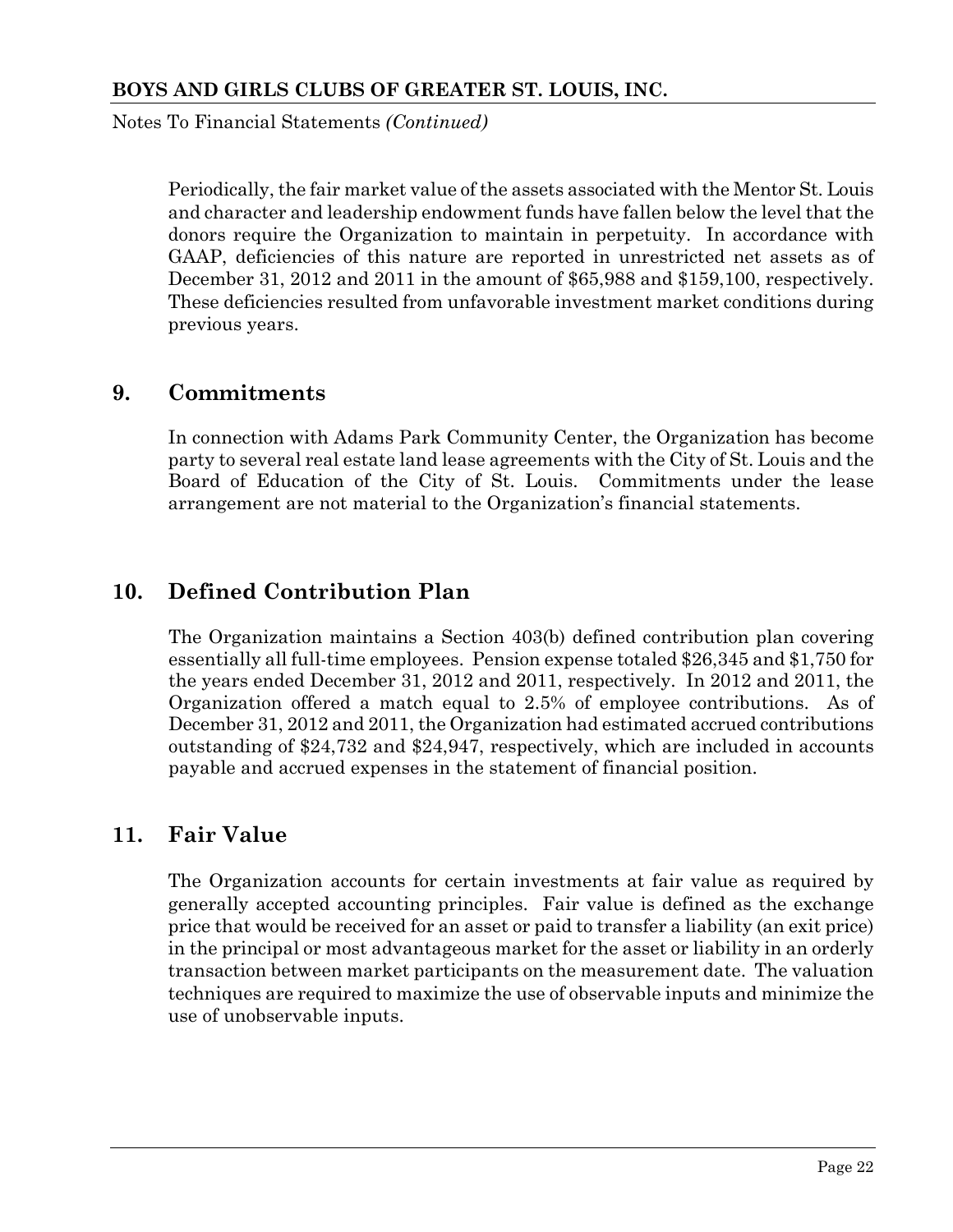Periodically, the fair market value of the assets associated with the Mentor St. Louis and character and leadership endowment funds have fallen below the level that the donors require the Organization to maintain in perpetuity. In accordance with GAAP, deficiencies of this nature are reported in unrestricted net assets as of December 31, 2012 and 2011 in the amount of $65,988 and $159,100, respectively. These deficiencies resulted from unfavorable investment market conditions during previous years.

## 9. Commitments

In connection with Adams Park Community Center, the Organization has become party to several real estate land lease agreements with the City of St. Louis and the Board of Education of the City of St. Louis. Commitments under the lease arrangement are not material to the Organization's financial statements.

## 10. Defined Contribution Plan

The Organization maintains a Section 403(b) defined contribution plan covering essentially all full-time employees. Pension expense totaled $26,345 and $1,750 for the years ended December 31, 2012 and 2011, respectively. In 2012 and 2011, the Organization offered a match equal to 2.5% of employee contributions. As of December 31, 2012 and 2011, the Organization had estimated accrued contributions outstanding of $24,732 and $24,947, respectively, which are included in accounts payable and accrued expenses in the statement of financial position.

## 11. Fair Value

The Organization accounts for certain investments at fair value as required by generally accepted accounting principles. Fair value is defined as the exchange price that would be received for an asset or paid to transfer a liability (an exit price) in the principal or most advantageous market for the asset or liability in an orderly transaction between market participants on the measurement date. The valuation techniques are required to maximize the use of observable inputs and minimize the use of unobservable inputs.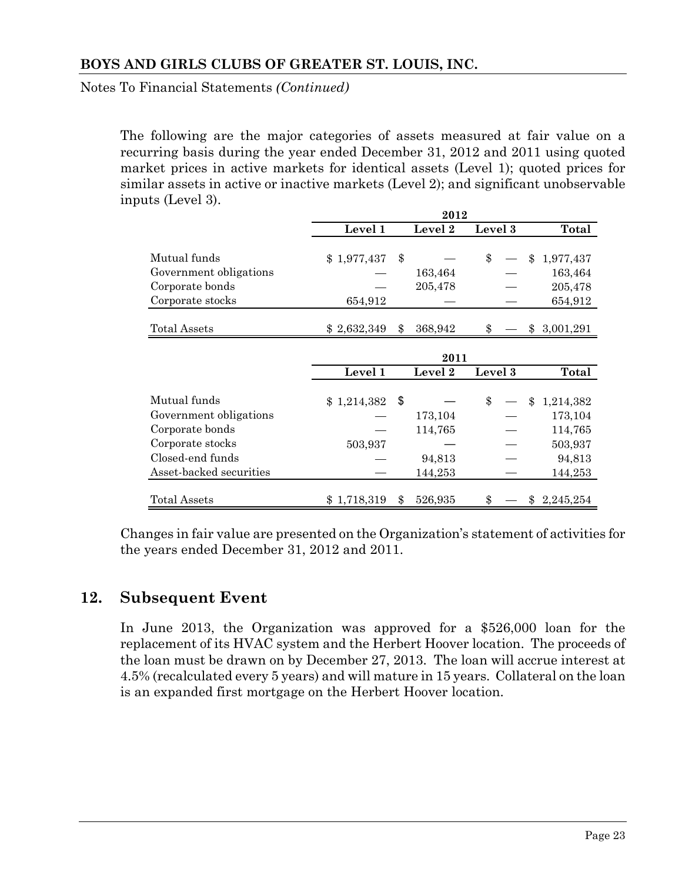The following are the major categories of assets measured at fair value on a recurring basis during the year ended December 31, 2012 and 2011 using quoted market prices in active markets for identical assets (Level 1); quoted prices for similar assets in active or inactive markets (Level 2); and significant unobservable inputs (Level 3).

| | 2012 | | | |
|---|---|---|---|---|
| | Level 1 | Level 2 | Level 3 | Total |
| Mutual funds | $ 1,977,437 | $ — | $ — | $ 1,977,437 |
| Government obligations | — | 163,464 | — | 163,464 |
| Corporate bonds | — | 205,478 | — | 205,478 |
| Corporate stocks | 654,912 | — | — | 654,912 |
| Total Assets | $ 2,632,349 | $ 368,942 | $ — | $ 3,001,291 |

| | 2011 | | | |
|---|---|---|---|---|
| | Level 1 | Level 2 | Level 3 | Total |
| Mutual funds | $ 1,214,382 | $ — | $ — | $ 1,214,382 |
| Government obligations | — | 173,104 | — | 173,104 |
| Corporate bonds | — | 114,765 | — | 114,765 |
| Corporate stocks | 503,937 | — | — | 503,937 |
| Closed-end funds | — | 94,813 | — | 94,813 |
| Asset-backed securities | — | 144,253 | — | 144,253 |
| Total Assets | $ 1,718,319 | $ 526,935 | $ — | $ 2,245,254 |

Changes in fair value are presented on the Organization's statement of activities for the years ended December 31, 2012 and 2011.

## 12. Subsequent Event

In June 2013, the Organization was approved for a $526,000 loan for the replacement of its HVAC system and the Herbert Hoover location. The proceeds of the loan must be drawn on by December 27, 2013. The loan will accrue interest at 4.5% (recalculated every 5 years) and will mature in 15 years. Collateral on the loan is an expanded first mortgage on the Herbert Hoover location.